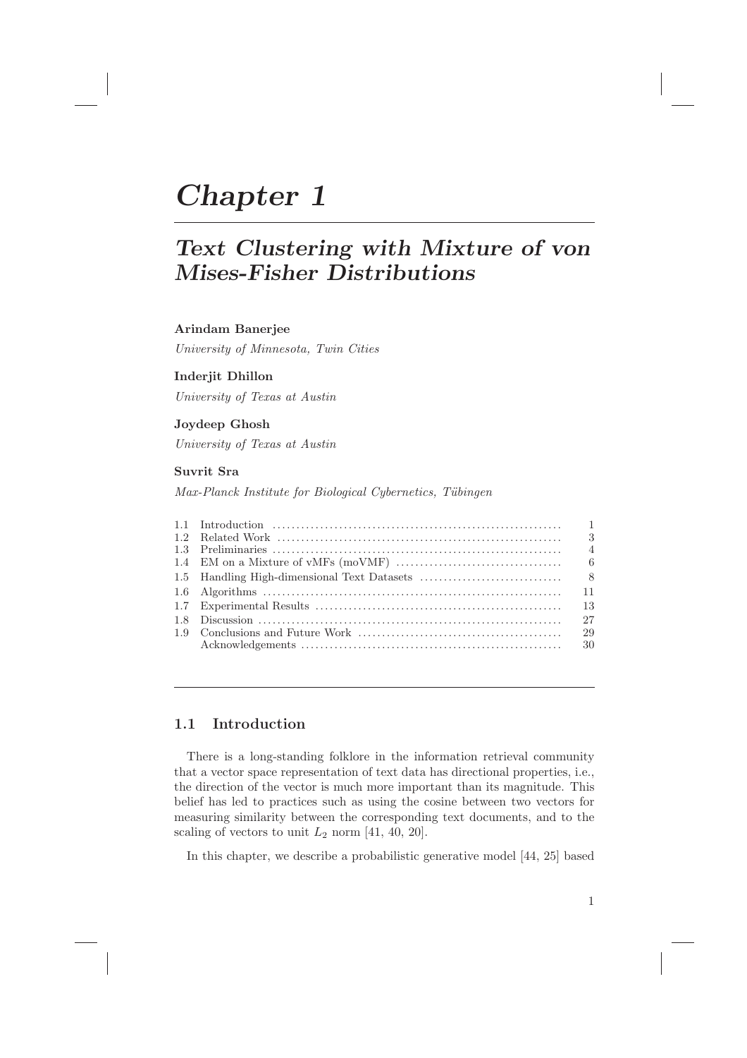# Chapter 1

## Text Clustering with Mixture of von Mises-Fisher Distributions

**Arindam Banerjee**

*University of Minnesota, Twin Cities*

**Inderjit Dhillon**

*University of Texas at Austin*

**Joydeep Ghosh**

*University of Texas at Austin*

**Suvrit Sra**

*Max-Planck Institute for Biological Cybernetics, Tübingen*

| | | |
|---|---|---|
| 1.1 | Introduction | 1 |
| 1.2 | Related Work | 3 |
| 1.3 | Preliminaries | 4 |
| 1.4 | EM on a Mixture of vMFs (moVMF) | 6 |
| 1.5 | Handling High-dimensional Text Datasets | 8 |
| 1.6 | Algorithms | 11 |
| 1.7 | Experimental Results | 13 |
| 1.8 | Discussion | 27 |
| 1.9 | Conclusions and Future Work | 29 |
| | Acknowledgements | 30 |

### 1.1 Introduction

There is a long-standing folklore in the information retrieval community that a vector space representation of text data has directional properties, i.e., the direction of the vector is much more important than its magnitude. This belief has led to practices such as using the cosine between two vectors for measuring similarity between the corresponding text documents, and to the scaling of vectors to unit $L_2$ norm [41, 40, 20].

In this chapter, we describe a probabilistic generative model [44, 25] based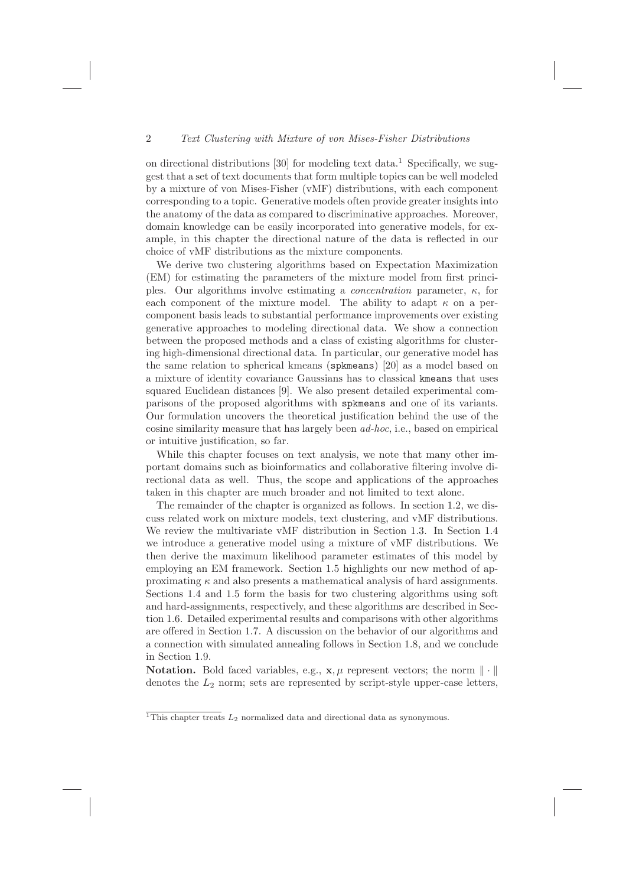on directional distributions [30] for modeling text data.[1] Specifically, we suggest that a set of text documents that form multiple topics can be well modeled by a mixture of von Mises-Fisher (vMF) distributions, with each component corresponding to a topic. Generative models often provide greater insights into the anatomy of the data as compared to discriminative approaches. Moreover, domain knowledge can be easily incorporated into generative models, for example, in this chapter the directional nature of the data is reflected in our choice of vMF distributions as the mixture components.

We derive two clustering algorithms based on Expectation Maximization (EM) for estimating the parameters of the mixture model from first principles. Our algorithms involve estimating a *concentration* parameter, $\kappa$, for each component of the mixture model. The ability to adapt $\kappa$ on a per-component basis leads to substantial performance improvements over existing generative approaches to modeling directional data. We show a connection between the proposed methods and a class of existing algorithms for clustering high-dimensional directional data. In particular, our generative model has the same relation to spherical kmeans (`spkmeans`) [20] as a model based on a mixture of identity covariance Gaussians has to classical `kmeans` that uses squared Euclidean distances [9]. We also present detailed experimental comparisons of the proposed algorithms with `spkmeans` and one of its variants. Our formulation uncovers the theoretical justification behind the use of the cosine similarity measure that has largely been *ad-hoc*, i.e., based on empirical or intuitive justification, so far.

While this chapter focuses on text analysis, we note that many other important domains such as bioinformatics and collaborative filtering involve directional data as well. Thus, the scope and applications of the approaches taken in this chapter are much broader and not limited to text alone.

The remainder of the chapter is organized as follows. In section 1.2, we discuss related work on mixture models, text clustering, and vMF distributions. We review the multivariate vMF distribution in Section 1.3. In Section 1.4 we introduce a generative model using a mixture of vMF distributions. We then derive the maximum likelihood parameter estimates of this model by employing an EM framework. Section 1.5 highlights our new method of approximating $\kappa$ and also presents a mathematical analysis of hard assignments. Sections 1.4 and 1.5 form the basis for two clustering algorithms using soft and hard-assignments, respectively, and these algorithms are described in Section 1.6. Detailed experimental results and comparisons with other algorithms are offered in Section 1.7. A discussion on the behavior of our algorithms and a connection with simulated annealing follows in Section 1.8, and we conclude in Section 1.9.

**Notation.** Bold faced variables, e.g., $\mathbf{x}, \boldsymbol{\mu}$ represent vectors; the norm $\|\cdot\|$ denotes the $L_2$ norm; sets are represented by script-style upper-case letters,

[1] This chapter treats $L_2$ normalized data and directional data as synonymous.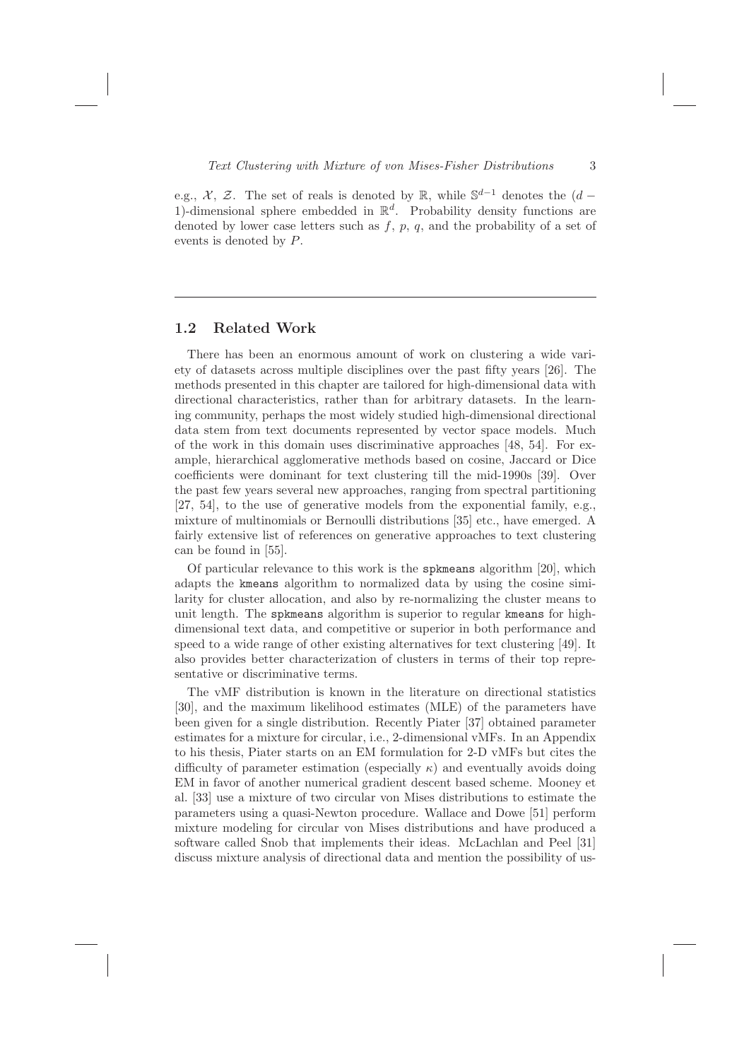e.g., $\mathcal{X}$, $\mathcal{Z}$. The set of reals is denoted by $\mathbb{R}$, while $\mathbb{S}^{d-1}$ denotes the $(d-1)$-dimensional sphere embedded in $\mathbb{R}^d$. Probability density functions are denoted by lower case letters such as $f$, $p$, $q$, and the probability of a set of events is denoted by $P$.

---

## 1.2 Related Work

There has been an enormous amount of work on clustering a wide variety of datasets across multiple disciplines over the past fifty years [26]. The methods presented in this chapter are tailored for high-dimensional data with directional characteristics, rather than for arbitrary datasets. In the learning community, perhaps the most widely studied high-dimensional directional data stem from text documents represented by vector space models. Much of the work in this domain uses discriminative approaches [48, 54]. For example, hierarchical agglomerative methods based on cosine, Jaccard or Dice coefficients were dominant for text clustering till the mid-1990s [39]. Over the past few years several new approaches, ranging from spectral partitioning [27, 54], to the use of generative models from the exponential family, e.g., mixture of multinomials or Bernoulli distributions [35] etc., have emerged. A fairly extensive list of references on generative approaches to text clustering can be found in [55].

Of particular relevance to this work is the `spkmeans` algorithm [20], which adapts the `kmeans` algorithm to normalized data by using the cosine similarity for cluster allocation, and also by re-normalizing the cluster means to unit length. The `spkmeans` algorithm is superior to regular `kmeans` for high-dimensional text data, and competitive or superior in both performance and speed to a wide range of other existing alternatives for text clustering [49]. It also provides better characterization of clusters in terms of their top representative or discriminative terms.

The vMF distribution is known in the literature on directional statistics [30], and the maximum likelihood estimates (MLE) of the parameters have been given for a single distribution. Recently Piater [37] obtained parameter estimates for a mixture for circular, i.e., 2-dimensional vMFs. In an Appendix to his thesis, Piater starts on an EM formulation for 2-D vMFs but cites the difficulty of parameter estimation (especially $\kappa$) and eventually avoids doing EM in favor of another numerical gradient descent based scheme. Mooney et al. [33] use a mixture of two circular von Mises distributions to estimate the parameters using a quasi-Newton procedure. Wallace and Dowe [51] perform mixture modeling for circular von Mises distributions and have produced a software called Snob that implements their ideas. McLachlan and Peel [31] discuss mixture analysis of directional data and mention the possibility of us-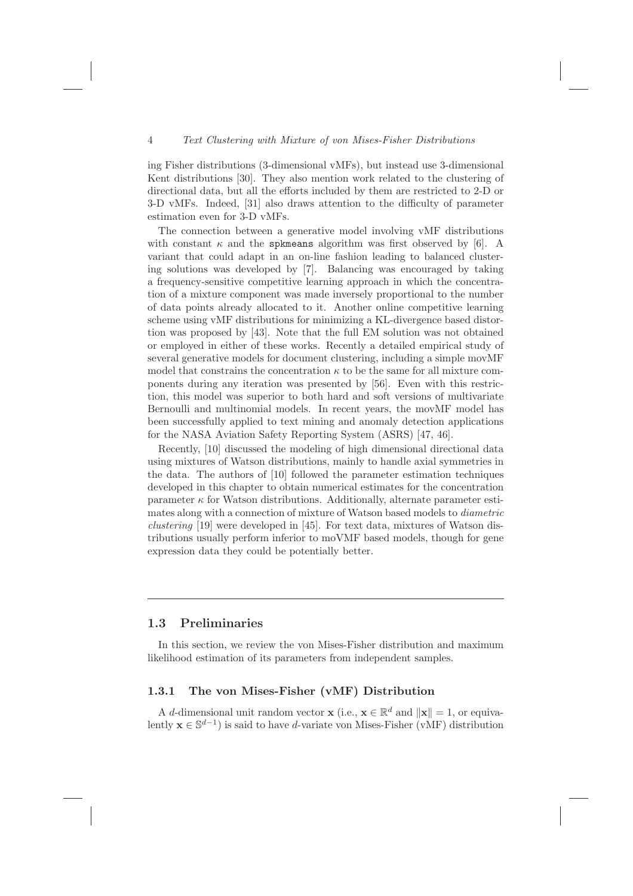ing Fisher distributions (3-dimensional vMFs), but instead use 3-dimensional Kent distributions [30]. They also mention work related to the clustering of directional data, but all the efforts included by them are restricted to 2-D or 3-D vMFs. Indeed, [31] also draws attention to the difficulty of parameter estimation even for 3-D vMFs.

The connection between a generative model involving vMF distributions with constant $\kappa$ and the `spkmeans` algorithm was first observed by [6]. A variant that could adapt in an on-line fashion leading to balanced clustering solutions was developed by [7]. Balancing was encouraged by taking a frequency-sensitive competitive learning approach in which the concentration of a mixture component was made inversely proportional to the number of data points already allocated to it. Another online competitive learning scheme using vMF distributions for minimizing a KL-divergence based distortion was proposed by [43]. Note that the full EM solution was not obtained or employed in either of these works. Recently a detailed empirical study of several generative models for document clustering, including a simple movMF model that constrains the concentration $\kappa$ to be the same for all mixture components during any iteration was presented by [56]. Even with this restriction, this model was superior to both hard and soft versions of multivariate Bernoulli and multinomial models. In recent years, the movMF model has been successfully applied to text mining and anomaly detection applications for the NASA Aviation Safety Reporting System (ASRS) [47, 46].

Recently, [10] discussed the modeling of high dimensional directional data using mixtures of Watson distributions, mainly to handle axial symmetries in the data. The authors of [10] followed the parameter estimation techniques developed in this chapter to obtain numerical estimates for the concentration parameter $\kappa$ for Watson distributions. Additionally, alternate parameter estimates along with a connection of mixture of Watson based models to *diametric clustering* [19] were developed in [45]. For text data, mixtures of Watson distributions usually perform inferior to moVMF based models, though for gene expression data they could be potentially better.

## 1.3 Preliminaries

In this section, we review the von Mises-Fisher distribution and maximum likelihood estimation of its parameters from independent samples.

### 1.3.1 The von Mises-Fisher (vMF) Distribution

A $d$-dimensional unit random vector $\mathbf{x}$ (i.e., $\mathbf{x} \in \mathbb{R}^d$ and $\|\mathbf{x}\| = 1$, or equivalently $\mathbf{x} \in \mathbb{S}^{d-1}$) is said to have $d$-variate von Mises-Fisher (vMF) distribution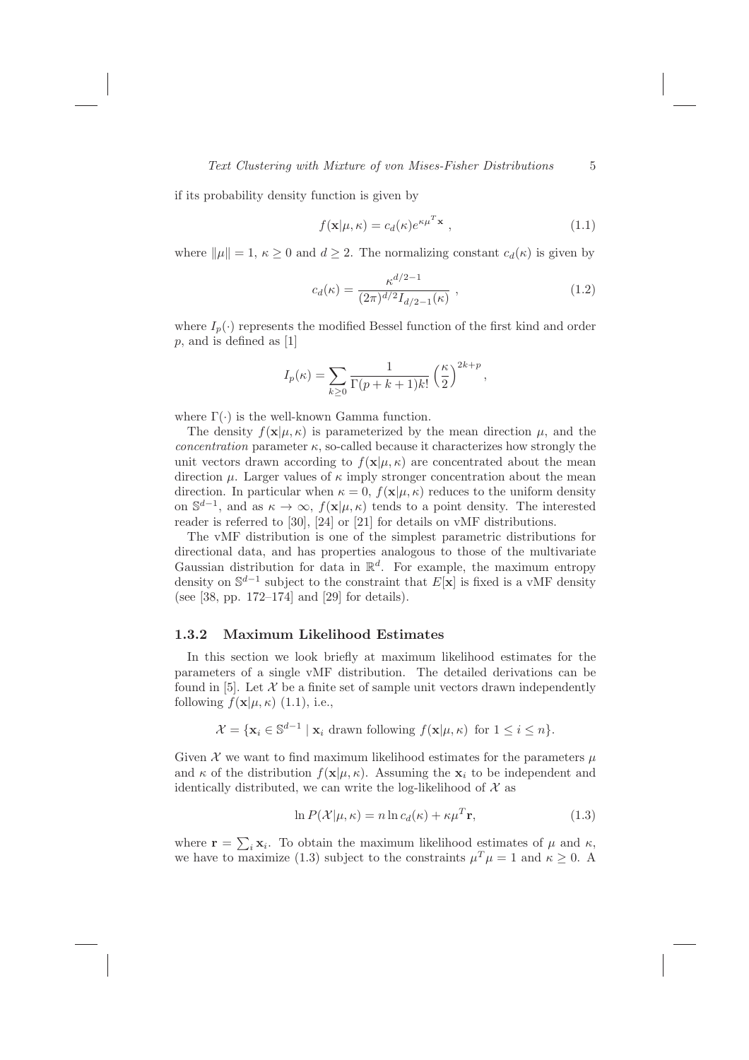if its probability density function is given by

$$f(\mathbf{x}|\mu, \kappa) = c_d(\kappa) e^{\kappa \mu^T \mathbf{x}} , \tag{1.1}$$

where $\|\mu\| = 1$, $\kappa \geq 0$ and $d \geq 2$. The normalizing constant $c_d(\kappa)$ is given by

$$c_d(\kappa) = \frac{\kappa^{d/2-1}}{(2\pi)^{d/2} I_{d/2-1}(\kappa)} , \tag{1.2}$$

where $I_p(\cdot)$ represents the modified Bessel function of the first kind and order $p$, and is defined as [1]

$$I_p(\kappa) = \sum_{k \geq 0} \frac{1}{\Gamma(p+k+1)k!} \left(\frac{\kappa}{2}\right)^{2k+p},$$

where $\Gamma(\cdot)$ is the well-known Gamma function.

The density $f(\mathbf{x}|\mu, \kappa)$ is parameterized by the mean direction $\mu$, and the *concentration* parameter $\kappa$, so-called because it characterizes how strongly the unit vectors drawn according to $f(\mathbf{x}|\mu, \kappa)$ are concentrated about the mean direction $\mu$. Larger values of $\kappa$ imply stronger concentration about the mean direction. In particular when $\kappa = 0$, $f(\mathbf{x}|\mu, \kappa)$ reduces to the uniform density on $\mathbb{S}^{d-1}$, and as $\kappa \to \infty$, $f(\mathbf{x}|\mu, \kappa)$ tends to a point density. The interested reader is referred to [30], [24] or [21] for details on vMF distributions.

The vMF distribution is one of the simplest parametric distributions for directional data, and has properties analogous to those of the multivariate Gaussian distribution for data in $\mathbb{R}^d$. For example, the maximum entropy density on $\mathbb{S}^{d-1}$ subject to the constraint that $E[\mathbf{x}]$ is fixed is a vMF density (see [38, pp. 172–174] and [29] for details).

### 1.3.2 Maximum Likelihood Estimates

In this section we look briefly at maximum likelihood estimates for the parameters of a single vMF distribution. The detailed derivations can be found in [5]. Let $\mathcal{X}$ be a finite set of sample unit vectors drawn independently following $f(\mathbf{x}|\mu, \kappa)$ (1.1), i.e.,

$$\mathcal{X} = \{\mathbf{x}_i \in \mathbb{S}^{d-1} \mid \mathbf{x}_i \text{ drawn following } f(\mathbf{x}|\mu, \kappa) \text{ for } 1 \leq i \leq n\}.$$

Given $\mathcal{X}$ we want to find maximum likelihood estimates for the parameters $\mu$ and $\kappa$ of the distribution $f(\mathbf{x}|\mu, \kappa)$. Assuming the $\mathbf{x}_i$ to be independent and identically distributed, we can write the log-likelihood of $\mathcal{X}$ as

$$\ln P(\mathcal{X}|\mu, \kappa) = n \ln c_d(\kappa) + \kappa \mu^T \mathbf{r}, \tag{1.3}$$

where $\mathbf{r} = \sum_i \mathbf{x}_i$. To obtain the maximum likelihood estimates of $\mu$ and $\kappa$, we have to maximize (1.3) subject to the constraints $\mu^T \mu = 1$ and $\kappa \geq 0$. A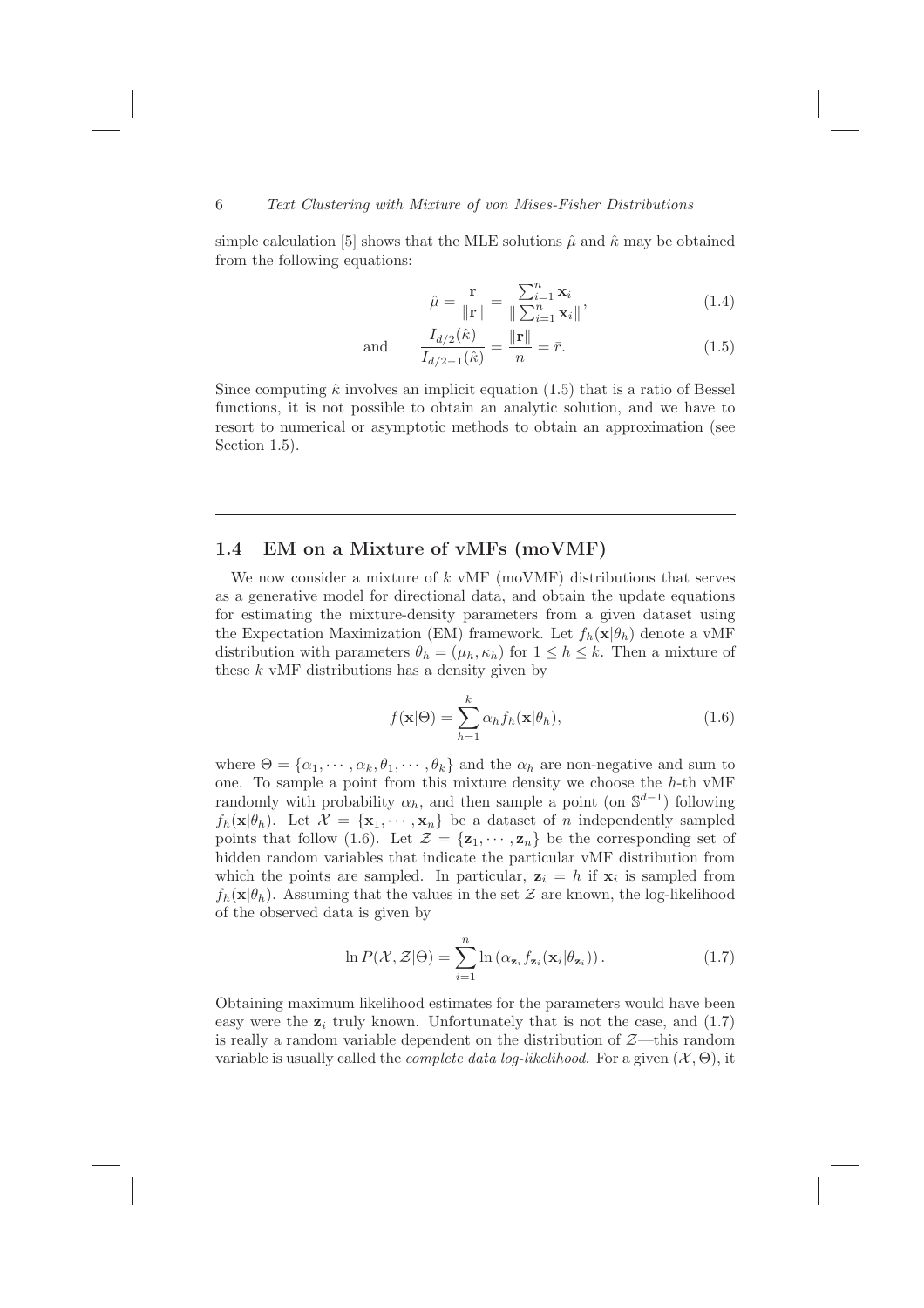simple calculation [5] shows that the MLE solutions $\hat{\mu}$ and $\hat{\kappa}$ may be obtained from the following equations:

$$\hat{\mu} = \frac{\mathbf{r}}{\|\mathbf{r}\|} = \frac{\sum_{i=1}^{n} \mathbf{x}_i}{\|\sum_{i=1}^{n} \mathbf{x}_i\|}, \tag{1.4}$$

$$\text{and} \qquad \frac{I_{d/2}(\hat{\kappa})}{I_{d/2-1}(\hat{\kappa})} = \frac{\|\mathbf{r}\|}{n} = \bar{r}. \tag{1.5}$$

Since computing $\hat{\kappa}$ involves an implicit equation (1.5) that is a ratio of Bessel functions, it is not possible to obtain an analytic solution, and we have to resort to numerical or asymptotic methods to obtain an approximation (see Section 1.5).

## 1.4 EM on a Mixture of vMFs (moVMF)

We now consider a mixture of $k$ vMF (moVMF) distributions that serves as a generative model for directional data, and obtain the update equations for estimating the mixture-density parameters from a given dataset using the Expectation Maximization (EM) framework. Let $f_h(\mathbf{x}|\theta_h)$ denote a vMF distribution with parameters $\theta_h = (\mu_h, \kappa_h)$ for $1 \leq h \leq k$. Then a mixture of these $k$ vMF distributions has a density given by

$$f(\mathbf{x}|\Theta) = \sum_{h=1}^{k} \alpha_h f_h(\mathbf{x}|\theta_h), \tag{1.6}$$

where $\Theta = \{\alpha_1, \cdots, \alpha_k, \theta_1, \cdots, \theta_k\}$ and the $\alpha_h$ are non-negative and sum to one. To sample a point from this mixture density we choose the $h$-th vMF randomly with probability $\alpha_h$, and then sample a point (on $\mathbb{S}^{d-1}$) following $f_h(\mathbf{x}|\theta_h)$. Let $\mathcal{X} = \{\mathbf{x}_1, \cdots, \mathbf{x}_n\}$ be a dataset of $n$ independently sampled points that follow (1.6). Let $\mathcal{Z} = \{\mathbf{z}_1, \cdots, \mathbf{z}_n\}$ be the corresponding set of hidden random variables that indicate the particular vMF distribution from which the points are sampled. In particular, $\mathbf{z}_i = h$ if $\mathbf{x}_i$ is sampled from $f_h(\mathbf{x}|\theta_h)$. Assuming that the values in the set $\mathcal{Z}$ are known, the log-likelihood of the observed data is given by

$$\ln P(\mathcal{X}, \mathcal{Z}|\Theta) = \sum_{i=1}^{n} \ln \left(\alpha_{\mathbf{z}_i} f_{\mathbf{z}_i}(\mathbf{x}_i|\theta_{\mathbf{z}_i})\right). \tag{1.7}$$

Obtaining maximum likelihood estimates for the parameters would have been easy were the $\mathbf{z}_i$ truly known. Unfortunately that is not the case, and (1.7) is really a random variable dependent on the distribution of $\mathcal{Z}$—this random variable is usually called the *complete data log-likelihood*. For a given $(\mathcal{X}, \Theta)$, it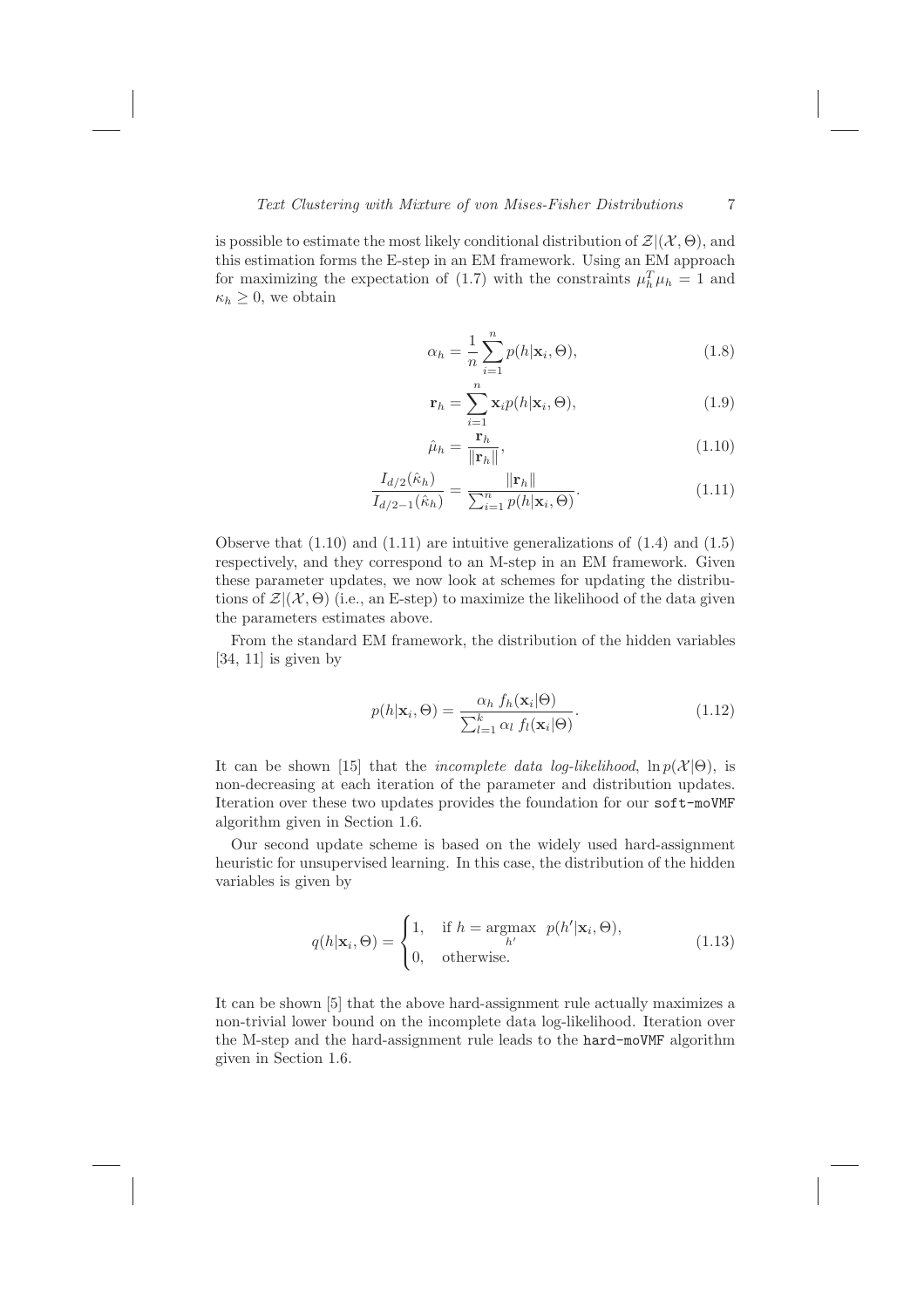is possible to estimate the most likely conditional distribution of $\mathcal{Z}|(\mathcal{X}, \Theta)$, and this estimation forms the E-step in an EM framework. Using an EM approach for maximizing the expectation of (1.7) with the constraints $\mu_h^T \mu_h = 1$ and $\kappa_h \geq 0$, we obtain

$$\alpha_h = \frac{1}{n} \sum_{i=1}^{n} p(h|\mathbf{x}_i, \Theta), \tag{1.8}$$

$$\mathbf{r}_h = \sum_{i=1}^{n} \mathbf{x}_i p(h|\mathbf{x}_i, \Theta), \tag{1.9}$$

$$\hat{\mu}_h = \frac{\mathbf{r}_h}{\|\mathbf{r}_h\|}, \tag{1.10}$$

$$\frac{I_{d/2}(\hat{\kappa}_h)}{I_{d/2-1}(\hat{\kappa}_h)} = \frac{\|\mathbf{r}_h\|}{\sum_{i=1}^{n} p(h|\mathbf{x}_i, \Theta)}. \tag{1.11}$$

Observe that (1.10) and (1.11) are intuitive generalizations of (1.4) and (1.5) respectively, and they correspond to an M-step in an EM framework. Given these parameter updates, we now look at schemes for updating the distributions of $\mathcal{Z}|(\mathcal{X}, \Theta)$ (i.e., an E-step) to maximize the likelihood of the data given the parameters estimates above.

From the standard EM framework, the distribution of the hidden variables [34, 11] is given by

$$p(h|\mathbf{x}_i, \Theta) = \frac{\alpha_h \, f_h(\mathbf{x}_i|\Theta)}{\sum_{l=1}^{k} \alpha_l \, f_l(\mathbf{x}_i|\Theta)}. \tag{1.12}$$

It can be shown [15] that the *incomplete data log-likelihood*, $\ln p(\mathcal{X}|\Theta)$, is non-decreasing at each iteration of the parameter and distribution updates. Iteration over these two updates provides the foundation for our `soft-moVMF` algorithm given in Section 1.6.

Our second update scheme is based on the widely used hard-assignment heuristic for unsupervised learning. In this case, the distribution of the hidden variables is given by

$$q(h|\mathbf{x}_i, \Theta) = \begin{cases} 1, & \text{if } h = \underset{h'}{\operatorname{argmax}} \;\; p(h'|\mathbf{x}_i, \Theta), \\ 0, & \text{otherwise.} \end{cases} \tag{1.13}$$

It can be shown [5] that the above hard-assignment rule actually maximizes a non-trivial lower bound on the incomplete data log-likelihood. Iteration over the M-step and the hard-assignment rule leads to the `hard-moVMF` algorithm given in Section 1.6.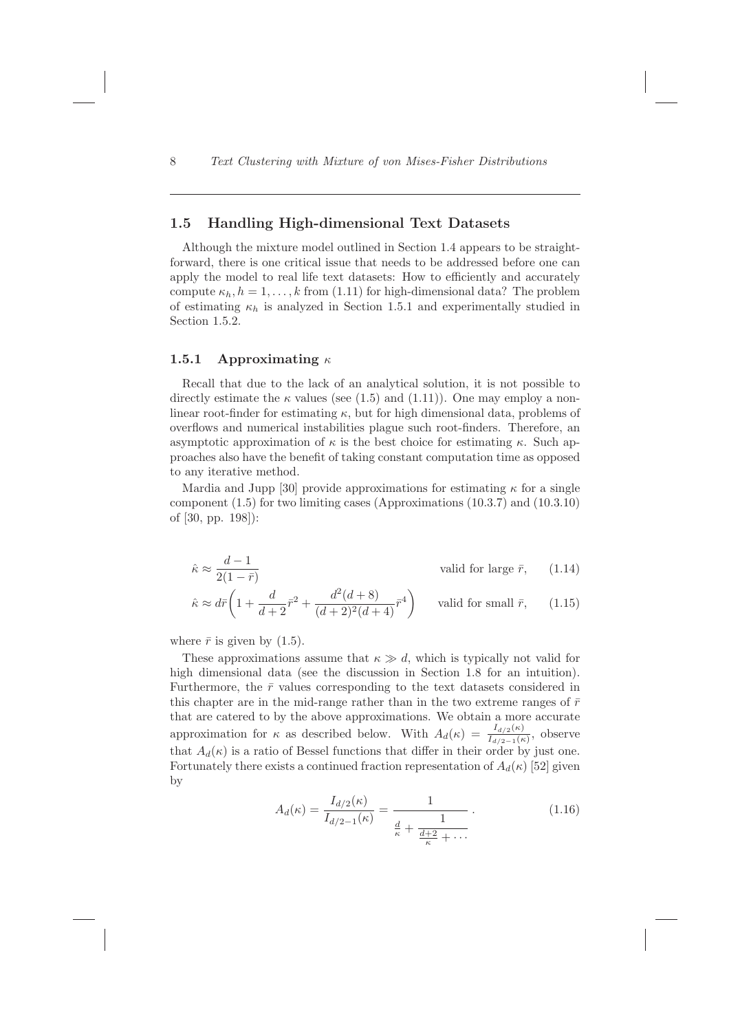## 1.5 Handling High-dimensional Text Datasets

Although the mixture model outlined in Section 1.4 appears to be straightforward, there is one critical issue that needs to be addressed before one can apply the model to real life text datasets: How to efficiently and accurately compute $\kappa_h, h = 1, \ldots, k$ from (1.11) for high-dimensional data? The problem of estimating $\kappa_h$ is analyzed in Section 1.5.1 and experimentally studied in Section 1.5.2.

### 1.5.1 Approximating $\kappa$

Recall that due to the lack of an analytical solution, it is not possible to directly estimate the $\kappa$ values (see (1.5) and (1.11)). One may employ a non-linear root-finder for estimating $\kappa$, but for high dimensional data, problems of overflows and numerical instabilities plague such root-finders. Therefore, an asymptotic approximation of $\kappa$ is the best choice for estimating $\kappa$. Such approaches also have the benefit of taking constant computation time as opposed to any iterative method.

Mardia and Jupp [30] provide approximations for estimating $\kappa$ for a single component (1.5) for two limiting cases (Approximations (10.3.7) and (10.3.10) of [30, pp. 198]):

$$\hat{\kappa} \approx \frac{d-1}{2(1-\bar{r})} \qquad \text{valid for large } \bar{r}, \tag{1.14}$$

$$\hat{\kappa} \approx d\bar{r}\left(1 + \frac{d}{d+2}\bar{r}^2 + \frac{d^2(d+8)}{(d+2)^2(d+4)}\bar{r}^4\right) \qquad \text{valid for small } \bar{r}, \tag{1.15}$$

where $\bar{r}$ is given by (1.5).

These approximations assume that $\kappa \gg d$, which is typically not valid for high dimensional data (see the discussion in Section 1.8 for an intuition). Furthermore, the $\bar{r}$ values corresponding to the text datasets considered in this chapter are in the mid-range rather than in the two extreme ranges of $\bar{r}$ that are catered to by the above approximations. We obtain a more accurate approximation for $\kappa$ as described below. With $A_d(\kappa) = \frac{I_{d/2}(\kappa)}{I_{d/2-1}(\kappa)}$, observe that $A_d(\kappa)$ is a ratio of Bessel functions that differ in their order by just one. Fortunately there exists a continued fraction representation of $A_d(\kappa)$ [52] given by

$$A_d(\kappa) = \frac{I_{d/2}(\kappa)}{I_{d/2-1}(\kappa)} = \cfrac{1}{\frac{d}{\kappa} + \cfrac{1}{\frac{d+2}{\kappa} + \cdots}} \,. \tag{1.16}$$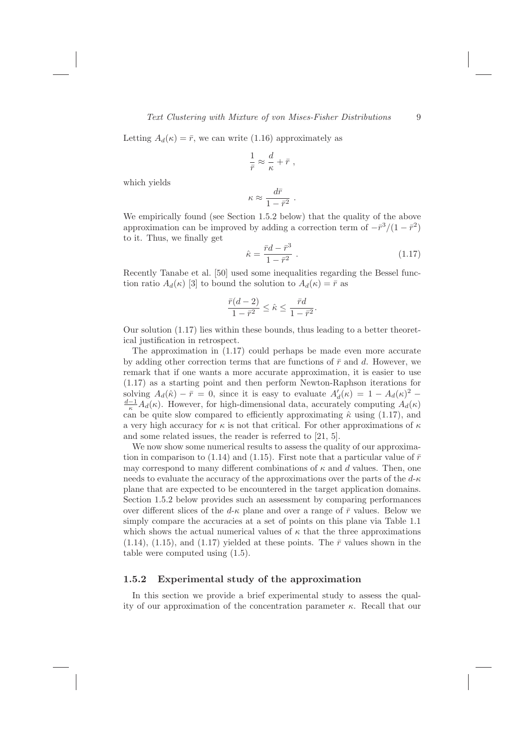Letting $A_d(\kappa) = \bar{r}$, we can write (1.16) approximately as

$$\frac{1}{\bar{r}} \approx \frac{d}{\kappa} + \bar{r} \ ,$$

which yields

$$\kappa \approx \frac{d\bar{r}}{1 - \bar{r}^2} \ .$$

We empirically found (see Section 1.5.2 below) that the quality of the above approximation can be improved by adding a correction term of $-\bar{r}^3/(1 - \bar{r}^2)$ to it. Thus, we finally get

$$\hat{\kappa} = \frac{\bar{r}d - \bar{r}^3}{1 - \bar{r}^2} \ . \tag{1.17}$$

Recently Tanabe et al. [50] used some inequalities regarding the Bessel function ratio $A_d(\kappa)$ [3] to bound the solution to $A_d(\kappa) = \bar{r}$ as

$$\frac{\bar{r}(d-2)}{1 - \bar{r}^2} \leq \hat{\kappa} \leq \frac{\bar{r}d}{1 - \bar{r}^2}.$$

Our solution (1.17) lies within these bounds, thus leading to a better theoretical justification in retrospect.

The approximation in (1.17) could perhaps be made even more accurate by adding other correction terms that are functions of $\bar{r}$ and $d$. However, we remark that if one wants a more accurate approximation, it is easier to use (1.17) as a starting point and then perform Newton-Raphson iterations for solving $A_d(\hat{\kappa}) - \bar{r} = 0$, since it is easy to evaluate $A'_d(\kappa) = 1 - A_d(\kappa)^2 - \frac{d-1}{\kappa} A_d(\kappa)$. However, for high-dimensional data, accurately computing $A_d(\kappa)$ can be quite slow compared to efficiently approximating $\hat{\kappa}$ using (1.17), and a very high accuracy for $\kappa$ is not that critical. For other approximations of $\kappa$ and some related issues, the reader is referred to [21, 5].

We now show some numerical results to assess the quality of our approximation in comparison to (1.14) and (1.15). First note that a particular value of $\bar{r}$ may correspond to many different combinations of $\kappa$ and $d$ values. Then, one needs to evaluate the accuracy of the approximations over the parts of the $d$-$\kappa$ plane that are expected to be encountered in the target application domains. Section 1.5.2 below provides such an assessment by comparing performances over different slices of the $d$-$\kappa$ plane and over a range of $\bar{r}$ values. Below we simply compare the accuracies at a set of points on this plane via Table 1.1 which shows the actual numerical values of $\kappa$ that the three approximations (1.14), (1.15), and (1.17) yielded at these points. The $\bar{r}$ values shown in the table were computed using (1.5).

### 1.5.2 Experimental study of the approximation

In this section we provide a brief experimental study to assess the quality of our approximation of the concentration parameter $\kappa$. Recall that our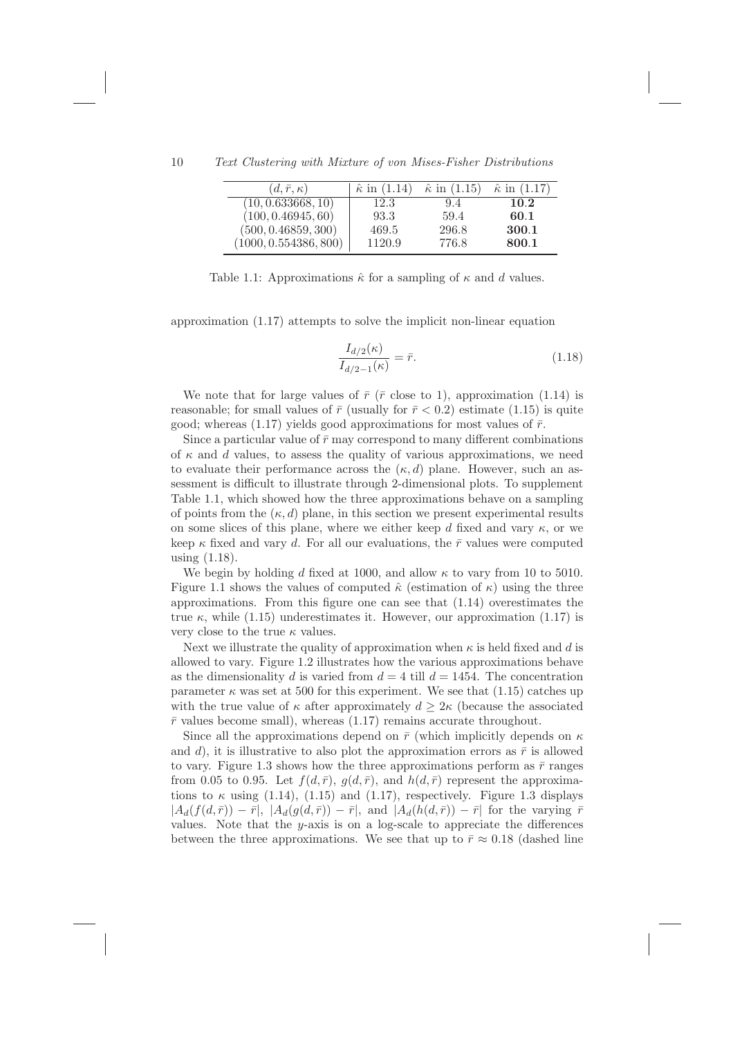| $(d, \bar{r}, \kappa)$ | $\hat{\kappa}$ in (1.14) | $\hat{\kappa}$ in (1.15) | $\hat{\kappa}$ in (1.17) |
|---|---|---|---|
| $(10, 0.633668, 10)$ | 12.3 | 9.4 | **10.2** |
| $(100, 0.46945, 60)$ | 93.3 | 59.4 | **60.1** |
| $(500, 0.46859, 300)$ | 469.5 | 296.8 | **300.1** |
| $(1000, 0.554386, 800)$ | 1120.9 | 776.8 | **800.1** |

Table 1.1: Approximations $\hat{\kappa}$ for a sampling of $\kappa$ and $d$ values.

approximation (1.17) attempts to solve the implicit non-linear equation

$$\frac{I_{d/2}(\kappa)}{I_{d/2-1}(\kappa)} = \bar{r}. \tag{1.18}$$

We note that for large values of $\bar{r}$ ($\bar{r}$ close to 1), approximation (1.14) is reasonable; for small values of $\bar{r}$ (usually for $\bar{r} < 0.2$) estimate (1.15) is quite good; whereas (1.17) yields good approximations for most values of $\bar{r}$.

Since a particular value of $\bar{r}$ may correspond to many different combinations of $\kappa$ and $d$ values, to assess the quality of various approximations, we need to evaluate their performance across the $(\kappa, d)$ plane. However, such an assessment is difficult to illustrate through 2-dimensional plots. To supplement Table 1.1, which showed how the three approximations behave on a sampling of points from the $(\kappa, d)$ plane, in this section we present experimental results on some slices of this plane, where we either keep $d$ fixed and vary $\kappa$, or we keep $\kappa$ fixed and vary $d$. For all our evaluations, the $\bar{r}$ values were computed using (1.18).

We begin by holding $d$ fixed at 1000, and allow $\kappa$ to vary from 10 to 5010. Figure 1.1 shows the values of computed $\hat{\kappa}$ (estimation of $\kappa$) using the three approximations. From this figure one can see that (1.14) overestimates the true $\kappa$, while (1.15) underestimates it. However, our approximation (1.17) is very close to the true $\kappa$ values.

Next we illustrate the quality of approximation when $\kappa$ is held fixed and $d$ is allowed to vary. Figure 1.2 illustrates how the various approximations behave as the dimensionality $d$ is varied from $d = 4$ till $d = 1454$. The concentration parameter $\kappa$ was set at 500 for this experiment. We see that (1.15) catches up with the true value of $\kappa$ after approximately $d \geq 2\kappa$ (because the associated $\bar{r}$ values become small), whereas (1.17) remains accurate throughout.

Since all the approximations depend on $\bar{r}$ (which implicitly depends on $\kappa$ and $d$), it is illustrative to also plot the approximation errors as $\bar{r}$ is allowed to vary. Figure 1.3 shows how the three approximations perform as $\bar{r}$ ranges from 0.05 to 0.95. Let $f(d, \bar{r})$, $g(d, \bar{r})$, and $h(d, \bar{r})$ represent the approximations to $\kappa$ using (1.14), (1.15) and (1.17), respectively. Figure 1.3 displays $|A_d(f(d, \bar{r})) - \bar{r}|$, $|A_d(g(d, \bar{r})) - \bar{r}|$, and $|A_d(h(d, \bar{r})) - \bar{r}|$ for the varying $\bar{r}$ values. Note that the $y$-axis is on a log-scale to appreciate the differences between the three approximations. We see that up to $\bar{r} \approx 0.18$ (dashed line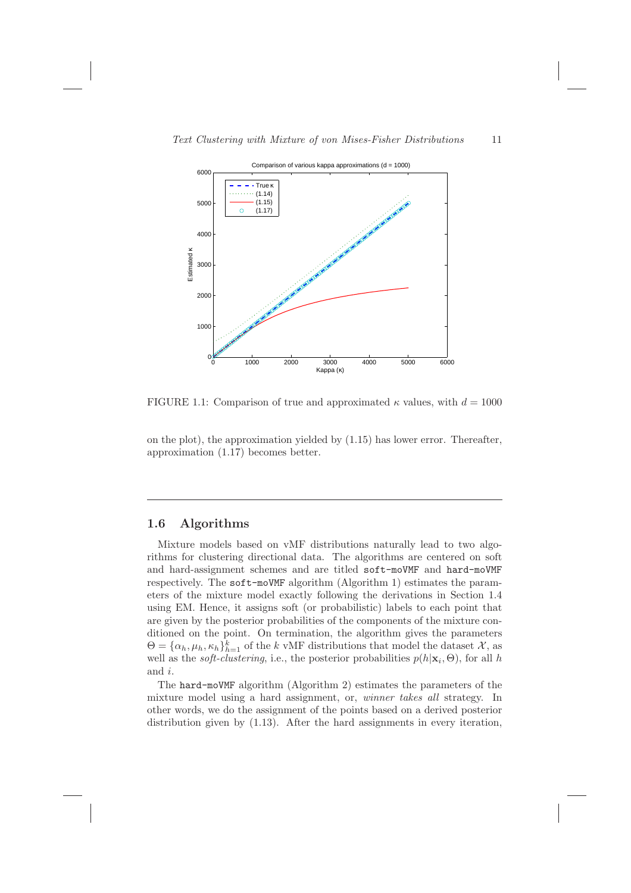FIGURE 1.1: Comparison of true and approximated $\kappa$ values, with $d = 1000$

on the plot), the approximation yielded by (1.15) has lower error. Thereafter, approximation (1.17) becomes better.

## 1.6 Algorithms

Mixture models based on vMF distributions naturally lead to two algorithms for clustering directional data. The algorithms are centered on soft and hard-assignment schemes and are titled `soft-moVMF` and `hard-moVMF` respectively. The `soft-moVMF` algorithm (Algorithm 1) estimates the parameters of the mixture model exactly following the derivations in Section 1.4 using EM. Hence, it assigns soft (or probabilistic) labels to each point that are given by the posterior probabilities of the components of the mixture conditioned on the point. On termination, the algorithm gives the parameters $\Theta = \{\alpha_h, \mu_h, \kappa_h\}_{h=1}^k$ of the $k$ vMF distributions that model the dataset $\mathcal{X}$, as well as the *soft-clustering*, i.e., the posterior probabilities $p(h|\mathbf{x}_i, \Theta)$, for all $h$ and $i$.

The `hard-moVMF` algorithm (Algorithm 2) estimates the parameters of the mixture model using a hard assignment, or, *winner takes all* strategy. In other words, we do the assignment of the points based on a derived posterior distribution given by (1.13). After the hard assignments in every iteration,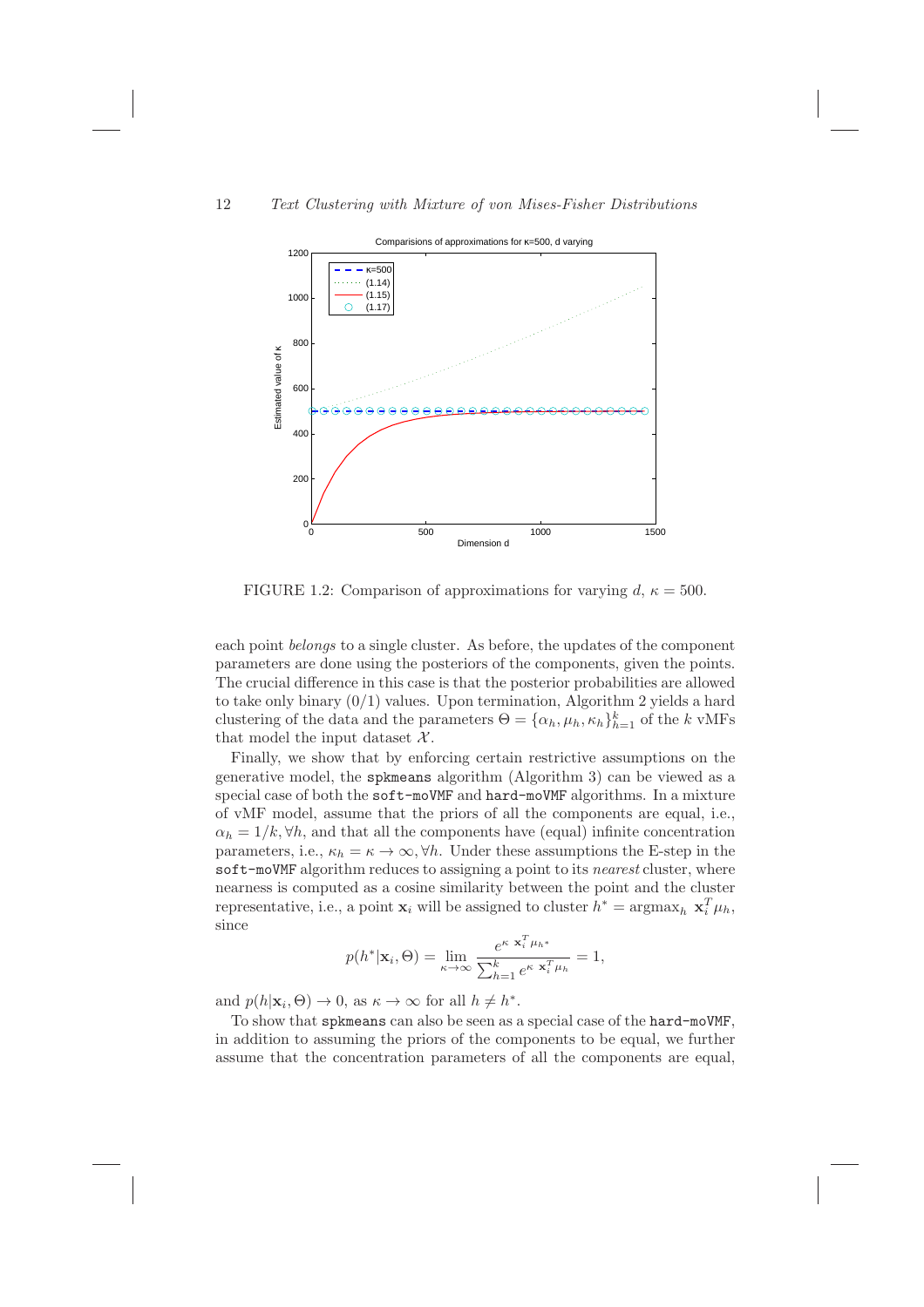FIGURE 1.2: Comparison of approximations for varying $d$, $\kappa = 500$.

each point *belongs* to a single cluster. As before, the updates of the component parameters are done using the posteriors of the components, given the points. The crucial difference in this case is that the posterior probabilities are allowed to take only binary (0/1) values. Upon termination, Algorithm 2 yields a hard clustering of the data and the parameters $\Theta = \{\alpha_h, \mu_h, \kappa_h\}_{h=1}^k$ of the $k$ vMFs that model the input dataset $\mathcal{X}$.

Finally, we show that by enforcing certain restrictive assumptions on the generative model, the `spkmeans` algorithm (Algorithm 3) can be viewed as a special case of both the `soft-moVMF` and `hard-moVMF` algorithms. In a mixture of vMF model, assume that the priors of all the components are equal, i.e., $\alpha_h = 1/k, \forall h$, and that all the components have (equal) infinite concentration parameters, i.e., $\kappa_h = \kappa \to \infty, \forall h$. Under these assumptions the E-step in the `soft-moVMF` algorithm reduces to assigning a point to its *nearest* cluster, where nearness is computed as a cosine similarity between the point and the cluster representative, i.e., a point $\mathbf{x}_i$ will be assigned to cluster $h^* = \text{argmax}_h \ \mathbf{x}_i^T \mu_h$, since

$$p(h^*|\mathbf{x}_i, \Theta) = \lim_{\kappa \to \infty} \frac{e^{\kappa \ \mathbf{x}_i^T \mu_{h^*}}}{\sum_{h=1}^k e^{\kappa \ \mathbf{x}_i^T \mu_h}} = 1,$$

and $p(h|\mathbf{x}_i, \Theta) \to 0$, as $\kappa \to \infty$ for all $h \neq h^*$.

To show that `spkmeans` can also be seen as a special case of the `hard-moVMF`, in addition to assuming the priors of the components to be equal, we further assume that the concentration parameters of all the components are equal,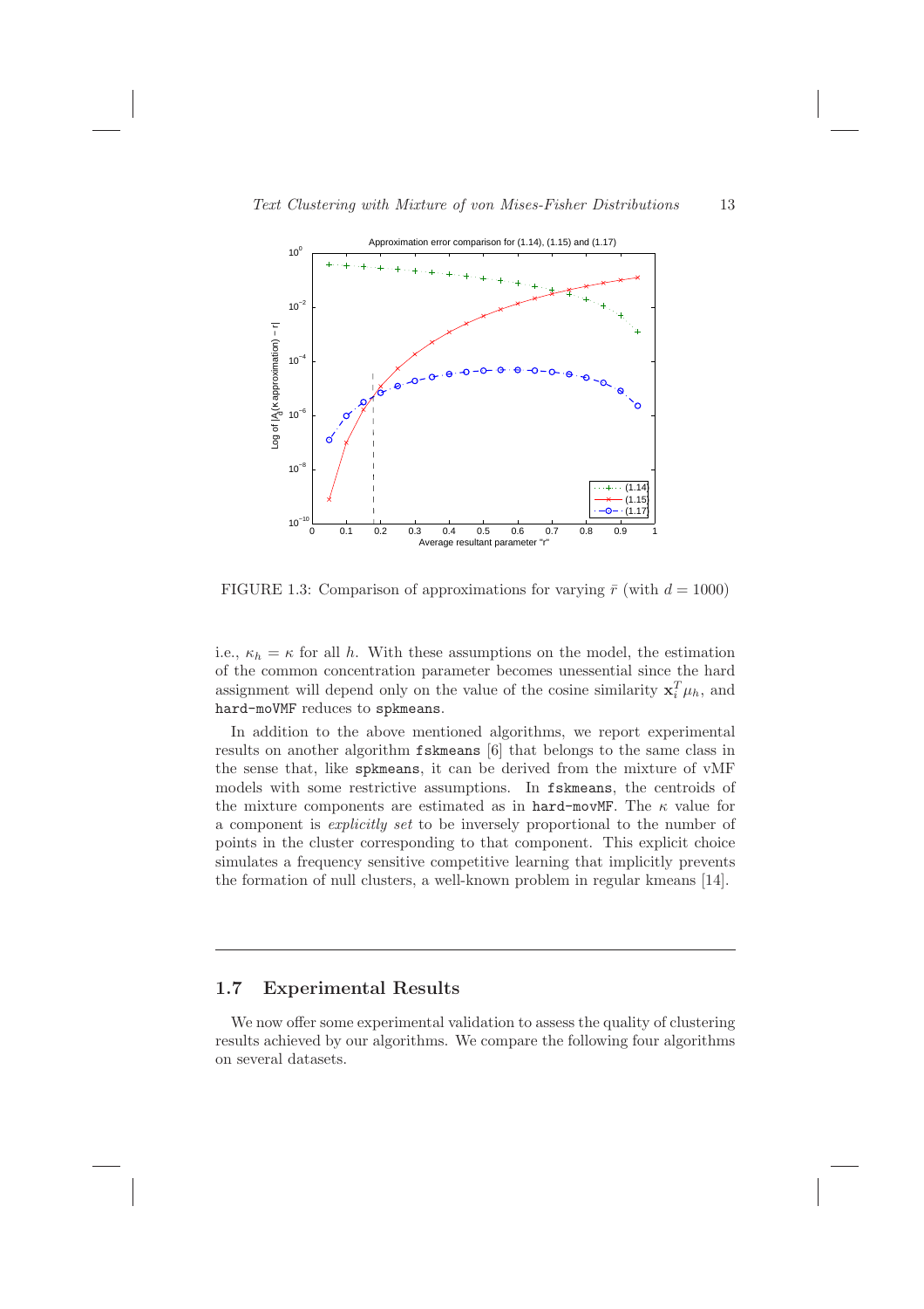FIGURE 1.3: Comparison of approximations for varying $\bar{r}$ (with $d = 1000$)

i.e., $\kappa_h = \kappa$ for all $h$. With these assumptions on the model, the estimation of the common concentration parameter becomes unessential since the hard assignment will depend only on the value of the cosine similarity $\mathbf{x}_i^T \mu_h$, and `hard-moVMF` reduces to `spkmeans`.

In addition to the above mentioned algorithms, we report experimental results on another algorithm `fskmeans` [6] that belongs to the same class in the sense that, like `spkmeans`, it can be derived from the mixture of vMF models with some restrictive assumptions. In `fskmeans`, the centroids of the mixture components are estimated as in `hard-movMF`. The $\kappa$ value for a component is *explicitly set* to be inversely proportional to the number of points in the cluster corresponding to that component. This explicit choice simulates a frequency sensitive competitive learning that implicitly prevents the formation of null clusters, a well-known problem in regular kmeans [14].

## 1.7 Experimental Results

We now offer some experimental validation to assess the quality of clustering results achieved by our algorithms. We compare the following four algorithms on several datasets.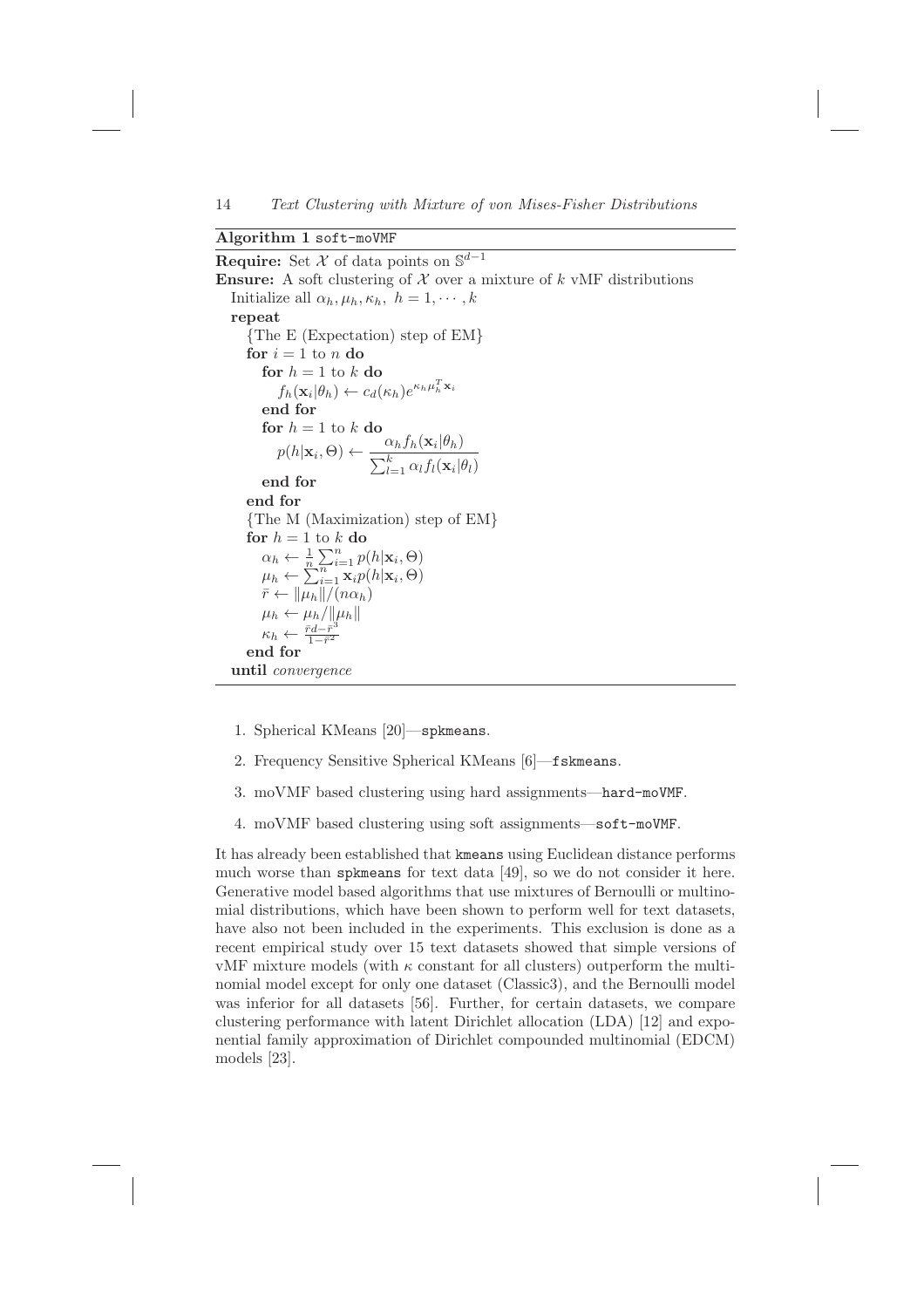**Algorithm 1** `soft-moVMF`

```
Require: Set 𝒳 of data points on 𝕊^{d-1}
Ensure: A soft clustering of 𝒳 over a mixture of k vMF distributions
  Initialize all α_h, μ_h, κ_h,  h = 1, ··· , k
  repeat
    {The E (Expectation) step of EM}
    for i = 1 to n do
      for h = 1 to k do
        f_h(x_i|θ_h) ← c_d(κ_h) e^{κ_h μ_h^T x_i}
      end for
      for h = 1 to k do
        p(h|x_i, Θ) ← α_h f_h(x_i|θ_h) / Σ_{l=1}^{k} α_l f_l(x_i|θ_l)
      end for
    end for
    {The M (Maximization) step of EM}
    for h = 1 to k do
      α_h ← (1/n) Σ_{i=1}^{n} p(h|x_i, Θ)
      μ_h ← Σ_{i=1}^{n} x_i p(h|x_i, Θ)
      r̄ ← ‖μ_h‖/(nα_h)
      μ_h ← μ_h/‖μ_h‖
      κ_h ← (r̄d − r̄^3) / (1 − r̄^2)
    end for
  until convergence
```

1. Spherical KMeans [20]—`spkmeans`.
2. Frequency Sensitive Spherical KMeans [6]—`fskmeans`.
3. moVMF based clustering using hard assignments—`hard-moVMF`.
4. moVMF based clustering using soft assignments—`soft-moVMF`.

It has already been established that `kmeans` using Euclidean distance performs much worse than `spkmeans` for text data [49], so we do not consider it here. Generative model based algorithms that use mixtures of Bernoulli or multinomial distributions, which have been shown to perform well for text datasets, have also not been included in the experiments. This exclusion is done as a recent empirical study over 15 text datasets showed that simple versions of vMF mixture models (with $\kappa$ constant for all clusters) outperform the multinomial model except for only one dataset (Classic3), and the Bernoulli model was inferior for all datasets [56]. Further, for certain datasets, we compare clustering performance with latent Dirichlet allocation (LDA) [12] and exponential family approximation of Dirichlet compounded multinomial (EDCM) models [23].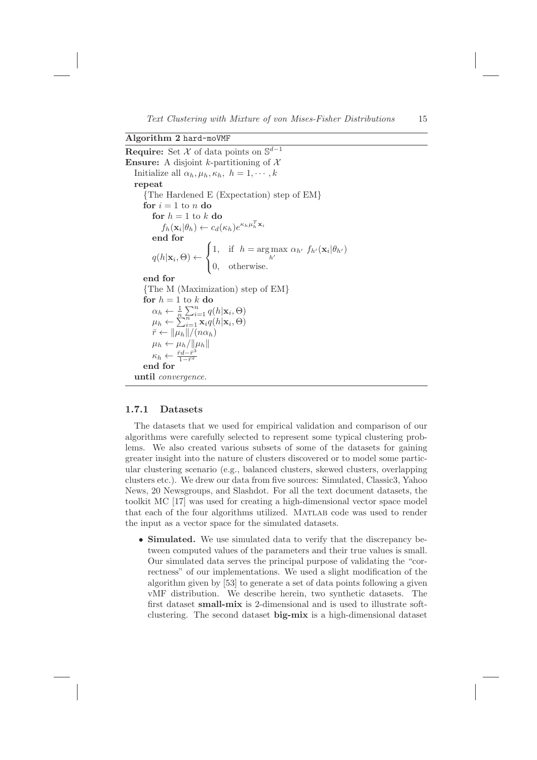**Algorithm 2** `hard-moVMF`

---

**Require:** Set $\mathcal{X}$ of data points on $\mathbb{S}^{d-1}$

**Ensure:** A disjoint $k$-partitioning of $\mathcal{X}$

Initialize all $\alpha_h, \mu_h, \kappa_h,\ h = 1, \cdots, k$

**repeat**

  {The Hardened E (Expectation) step of EM}

  **for** $i = 1$ to $n$ **do**

    **for** $h = 1$ to $k$ **do**

      $f_h(\mathbf{x}_i|\theta_h) \leftarrow c_d(\kappa_h) e^{\kappa_h \mu_h^T \mathbf{x}_i}$

    **end for**

    $$q(h|\mathbf{x}_i, \Theta) \leftarrow \begin{cases} 1, & \text{if } h = \underset{h'}{\arg\max}\ \alpha_{h'}\ f_{h'}(\mathbf{x}_i|\theta_{h'}) \\ 0, & \text{otherwise.} \end{cases}$$

  **end for**

  {The M (Maximization) step of EM}

  **for** $h = 1$ to $k$ **do**

    $\alpha_h \leftarrow \frac{1}{n}\sum_{i=1}^{n} q(h|\mathbf{x}_i, \Theta)$

    $\mu_h \leftarrow \sum_{i=1}^{n} \mathbf{x}_i q(h|\mathbf{x}_i, \Theta)$

    $\bar{r} \leftarrow \|\mu_h\|/(n\alpha_h)$

    $\mu_h \leftarrow \mu_h/\|\mu_h\|$

    $\kappa_h \leftarrow \frac{\bar{r}d - \bar{r}^3}{1-\bar{r}^2}$

  **end for**

**until** *convergence.*

---

### 1.7.1 Datasets

The datasets that we used for empirical validation and comparison of our algorithms were carefully selected to represent some typical clustering problems. We also created various subsets of some of the datasets for gaining greater insight into the nature of clusters discovered or to model some particular clustering scenario (e.g., balanced clusters, skewed clusters, overlapping clusters etc.). We drew our data from five sources: Simulated, Classic3, Yahoo News, 20 Newsgroups, and Slashdot. For all the text document datasets, the toolkit MC [17] was used for creating a high-dimensional vector space model that each of the four algorithms utilized. MATLAB code was used to render the input as a vector space for the simulated datasets.

- **Simulated.** We use simulated data to verify that the discrepancy between computed values of the parameters and their true values is small. Our simulated data serves the principal purpose of validating the "correctness" of our implementations. We used a slight modification of the algorithm given by [53] to generate a set of data points following a given vMF distribution. We describe herein, two synthetic datasets. The first dataset **small-mix** is 2-dimensional and is used to illustrate soft-clustering. The second dataset **big-mix** is a high-dimensional dataset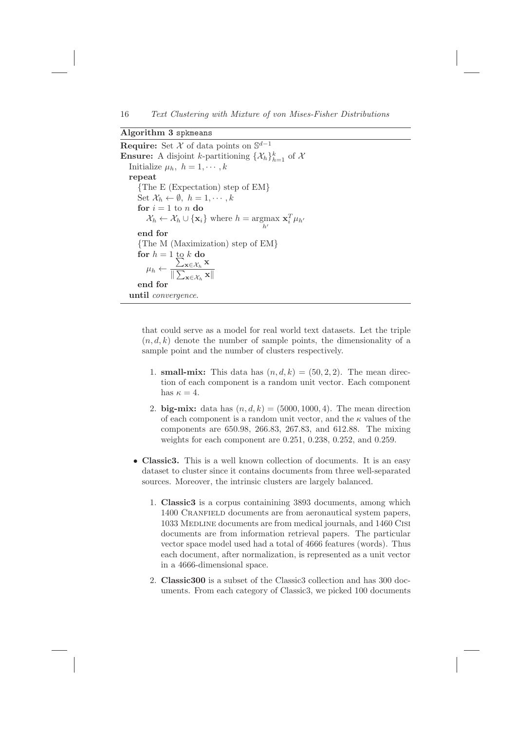**Algorithm 3** `spkmeans`

**Require:** Set $\mathcal{X}$ of data points on $\mathbb{S}^{d-1}$
**Ensure:** A disjoint $k$-partitioning $\{\mathcal{X}_h\}_{h=1}^k$ of $\mathcal{X}$

Initialize $\mu_h, \ h = 1, \cdots, k$
**repeat**
  {The E (Expectation) step of EM}
  Set $\mathcal{X}_h \leftarrow \emptyset, \ h = 1, \cdots, k$
  **for** $i = 1$ to $n$ **do**
    $\mathcal{X}_h \leftarrow \mathcal{X}_h \cup \{\mathbf{x}_i\}$ where $h = \underset{h'}{\operatorname{argmax}} \ \mathbf{x}_i^T \mu_{h'}$
  **end for**
  {The M (Maximization) step of EM}
  **for** $h = 1$ to $k$ **do**
    $\mu_h \leftarrow \dfrac{\sum_{\mathbf{x} \in \mathcal{X}_h} \mathbf{x}}{\|\sum_{\mathbf{x} \in \mathcal{X}_h} \mathbf{x}\|}$
  **end for**
**until** *convergence.*

that could serve as a model for real world text datasets. Let the triple $(n, d, k)$ denote the number of sample points, the dimensionality of a sample point and the number of clusters respectively.

1. **small-mix:** This data has $(n, d, k) = (50, 2, 2)$. The mean direction of each component is a random unit vector. Each component has $\kappa = 4$.

2. **big-mix:** data has $(n, d, k) = (5000, 1000, 4)$. The mean direction of each component is a random unit vector, and the $\kappa$ values of the components are 650.98, 266.83, 267.83, and 612.88. The mixing weights for each component are 0.251, 0.238, 0.252, and 0.259.

- **Classic3.** This is a well known collection of documents. It is an easy dataset to cluster since it contains documents from three well-separated sources. Moreover, the intrinsic clusters are largely balanced.

  1. **Classic3** is a corpus containining 3893 documents, among which 1400 CRANFIELD documents are from aeronautical system papers, 1033 MEDLINE documents are from medical journals, and 1460 CISI documents are from information retrieval papers. The particular vector space model used had a total of 4666 features (words). Thus each document, after normalization, is represented as a unit vector in a 4666-dimensional space.

  2. **Classic300** is a subset of the Classic3 collection and has 300 documents. From each category of Classic3, we picked 100 documents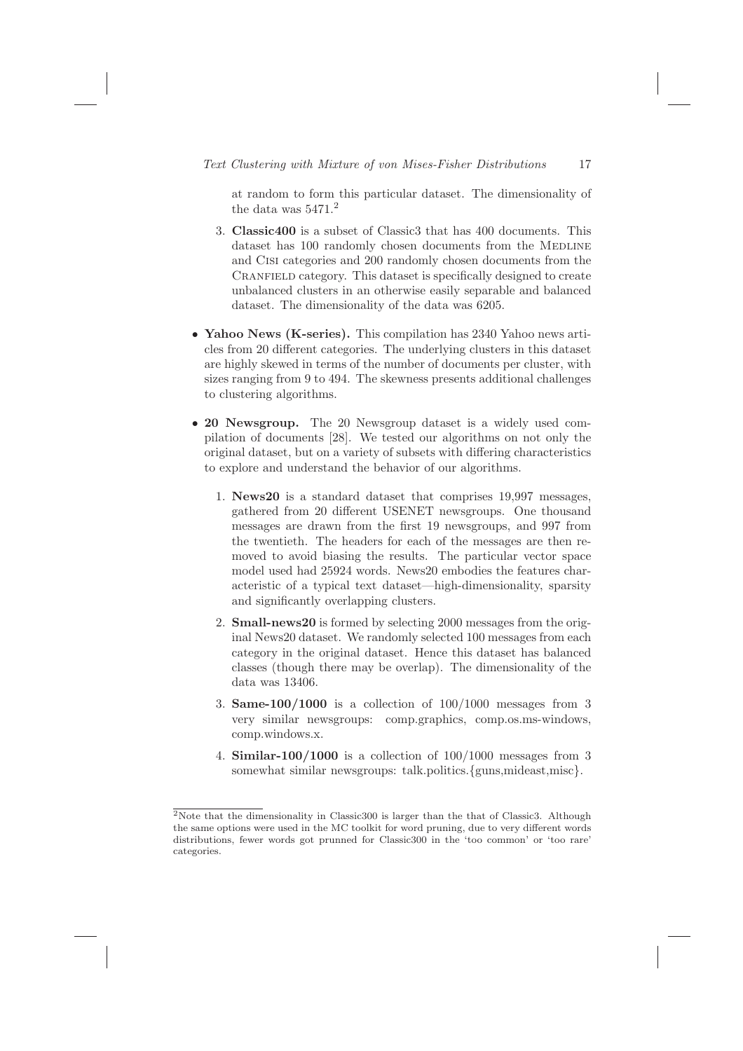at random to form this particular dataset. The dimensionality of the data was 5471.[2]

3. **Classic400** is a subset of Classic3 that has 400 documents. This dataset has 100 randomly chosen documents from the Medline and Cisi categories and 200 randomly chosen documents from the Cranfield category. This dataset is specifically designed to create unbalanced clusters in an otherwise easily separable and balanced dataset. The dimensionality of the data was 6205.

- **Yahoo News (K-series).** This compilation has 2340 Yahoo news articles from 20 different categories. The underlying clusters in this dataset are highly skewed in terms of the number of documents per cluster, with sizes ranging from 9 to 494. The skewness presents additional challenges to clustering algorithms.

- **20 Newsgroup.** The 20 Newsgroup dataset is a widely used compilation of documents [28]. We tested our algorithms on not only the original dataset, but on a variety of subsets with differing characteristics to explore and understand the behavior of our algorithms.

  1. **News20** is a standard dataset that comprises 19,997 messages, gathered from 20 different USENET newsgroups. One thousand messages are drawn from the first 19 newsgroups, and 997 from the twentieth. The headers for each of the messages are then removed to avoid biasing the results. The particular vector space model used had 25924 words. News20 embodies the features characteristic of a typical text dataset—high-dimensionality, sparsity and significantly overlapping clusters.

  2. **Small-news20** is formed by selecting 2000 messages from the original News20 dataset. We randomly selected 100 messages from each category in the original dataset. Hence this dataset has balanced classes (though there may be overlap). The dimensionality of the data was 13406.

  3. **Same-100/1000** is a collection of 100/1000 messages from 3 very similar newsgroups: comp.graphics, comp.os.ms-windows, comp.windows.x.

  4. **Similar-100/1000** is a collection of 100/1000 messages from 3 somewhat similar newsgroups: talk.politics.{guns,mideast,misc}.

---

[2] Note that the dimensionality in Classic300 is larger than the that of Classic3. Although the same options were used in the MC toolkit for word pruning, due to very different words distributions, fewer words got prunned for Classic300 in the 'too common' or 'too rare' categories.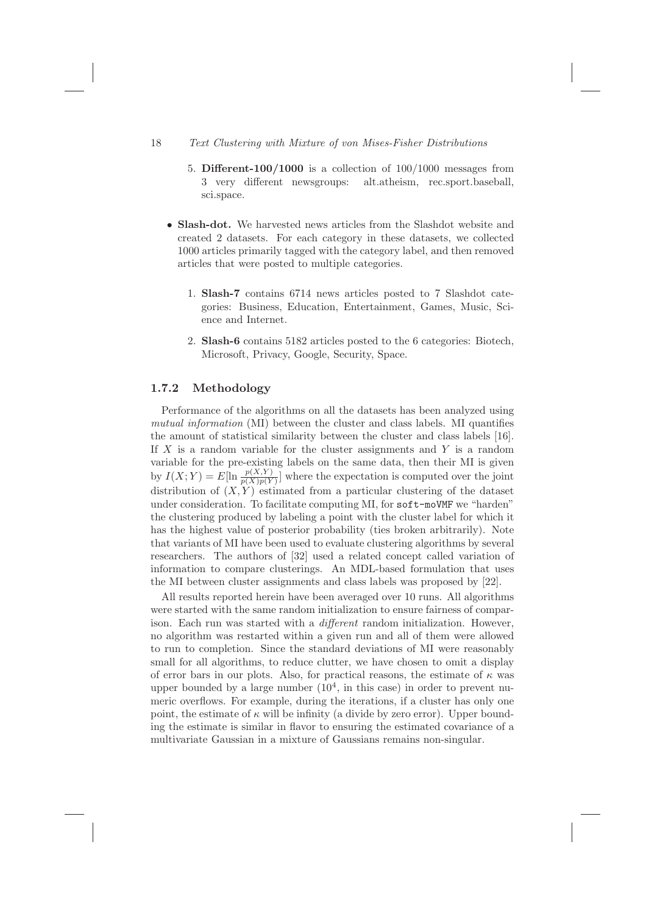5. **Different-100/1000** is a collection of 100/1000 messages from 3 very different newsgroups: alt.atheism, rec.sport.baseball, sci.space.

- **Slash-dot.** We harvested news articles from the Slashdot website and created 2 datasets. For each category in these datasets, we collected 1000 articles primarily tagged with the category label, and then removed articles that were posted to multiple categories.

  1. **Slash-7** contains 6714 news articles posted to 7 Slashdot categories: Business, Education, Entertainment, Games, Music, Science and Internet.

  2. **Slash-6** contains 5182 articles posted to the 6 categories: Biotech, Microsoft, Privacy, Google, Security, Space.

### 1.7.2 Methodology

Performance of the algorithms on all the datasets has been analyzed using *mutual information* (MI) between the cluster and class labels. MI quantifies the amount of statistical similarity between the cluster and class labels [16]. If $X$ is a random variable for the cluster assignments and $Y$ is a random variable for the pre-existing labels on the same data, then their MI is given by $I(X;Y) = E[\ln \frac{p(X,Y)}{p(X)p(Y)}]$ where the expectation is computed over the joint distribution of $(X,Y)$ estimated from a particular clustering of the dataset under consideration. To facilitate computing MI, for `soft-moVMF` we "harden" the clustering produced by labeling a point with the cluster label for which it has the highest value of posterior probability (ties broken arbitrarily). Note that variants of MI have been used to evaluate clustering algorithms by several researchers. The authors of [32] used a related concept called variation of information to compare clusterings. An MDL-based formulation that uses the MI between cluster assignments and class labels was proposed by [22].

All results reported herein have been averaged over 10 runs. All algorithms were started with the same random initialization to ensure fairness of comparison. Each run was started with a *different* random initialization. However, no algorithm was restarted within a given run and all of them were allowed to run to completion. Since the standard deviations of MI were reasonably small for all algorithms, to reduce clutter, we have chosen to omit a display of error bars in our plots. Also, for practical reasons, the estimate of $\kappa$ was upper bounded by a large number ($10^4$, in this case) in order to prevent numeric overflows. For example, during the iterations, if a cluster has only one point, the estimate of $\kappa$ will be infinity (a divide by zero error). Upper bounding the estimate is similar in flavor to ensuring the estimated covariance of a multivariate Gaussian in a mixture of Gaussians remains non-singular.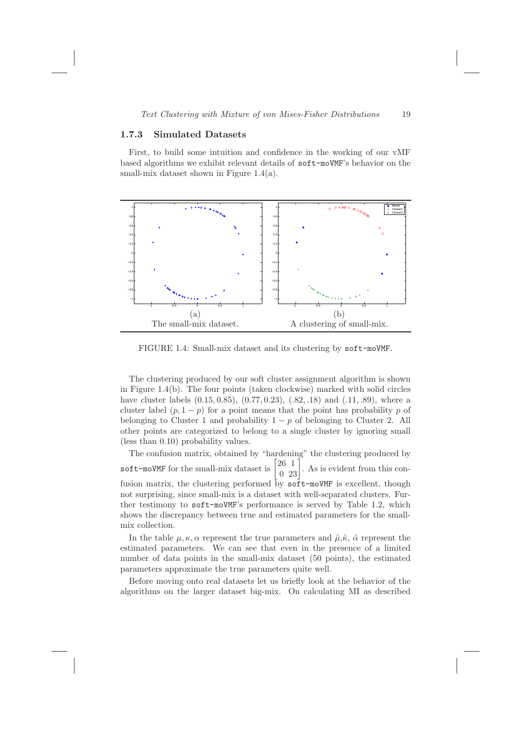### 1.7.3 Simulated Datasets

First, to build some intuition and confidence in the working of our vMF based algorithms we exhibit relevant details of `soft-moVMF`'s behavior on the small-mix dataset shown in Figure 1.4(a).

(a) The small-mix dataset.

(b) A clustering of small-mix.

FIGURE 1.4: Small-mix dataset and its clustering by `soft-moVMF`.

The clustering produced by our soft cluster assignment algorithm is shown in Figure 1.4(b). The four points (taken clockwise) marked with solid circles have cluster labels $(0.15, 0.85)$, $(0.77, 0.23)$, $(.82, .18)$ and $(.11, .89)$, where a cluster label $(p, 1-p)$ for a point means that the point has probability $p$ of belonging to Cluster 1 and probability $1-p$ of belonging to Cluster 2. All other points are categorized to belong to a single cluster by ignoring small (less than 0.10) probability values.

The confusion matrix, obtained by "hardening" the clustering produced by `soft-moVMF` for the small-mix dataset is $\begin{bmatrix} 26 & 1 \\ 0 & 23 \end{bmatrix}$. As is evident from this confusion matrix, the clustering performed by `soft-moVMF` is excellent, though not surprising, since small-mix is a dataset with well-separated clusters. Further testimony to `soft-moVMF`'s performance is served by Table 1.2, which shows the discrepancy between true and estimated parameters for the small-mix collection.

In the table $\mu, \kappa, \alpha$ represent the true parameters and $\hat{\mu}, \hat{\kappa}$, $\hat{\alpha}$ represent the estimated parameters. We can see that even in the presence of a limited number of data points in the small-mix dataset (50 points), the estimated parameters approximate the true parameters quite well.

Before moving onto real datasets let us briefly look at the behavior of the algorithms on the larger dataset big-mix. On calculating MI as described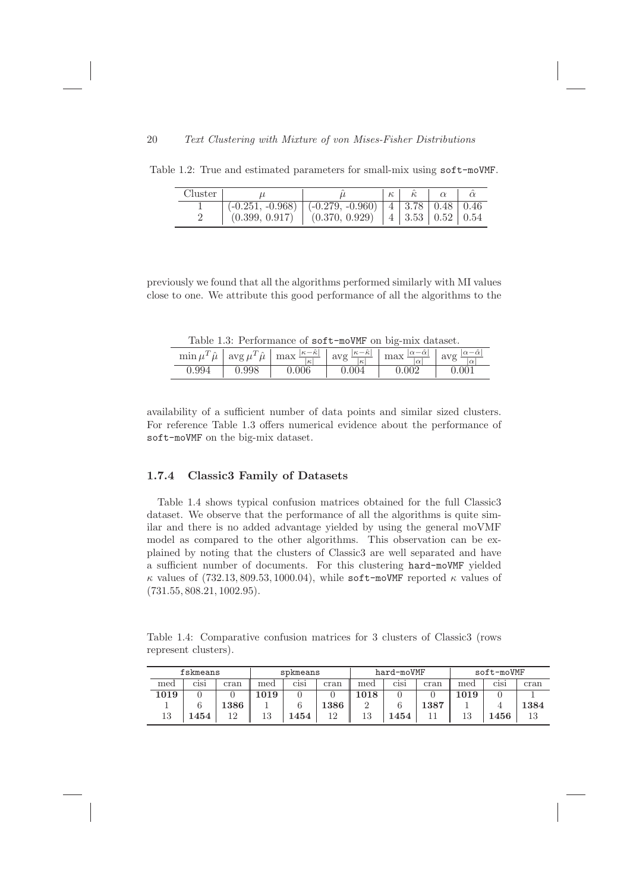Table 1.2: True and estimated parameters for small-mix using `soft-moVMF`.

| Cluster | $\mu$ | $\hat{\mu}$ | $\kappa$ | $\hat{\kappa}$ | $\alpha$ | $\hat{\alpha}$ |
|---|---|---|---|---|---|---|
| 1 | (-0.251, -0.968) | (-0.279, -0.960) | 4 | 3.78 | 0.48 | 0.46 |
| 2 | (0.399, 0.917) | (0.370, 0.929) | 4 | 3.53 | 0.52 | 0.54 |

previously we found that all the algorithms performed similarly with MI values close to one. We attribute this good performance of all the algorithms to the availability of a sufficient number of data points and similar sized clusters. For reference Table 1.3 offers numerical evidence about the performance of `soft-moVMF` on the big-mix dataset.

Table 1.3: Performance of `soft-moVMF` on big-mix dataset.

| $\min \mu^T \hat{\mu}$ | $\text{avg}\, \mu^T \hat{\mu}$ | $\max \frac{\lvert\kappa-\hat{\kappa}\rvert}{\lvert\kappa\rvert}$ | $\text{avg} \frac{\lvert\kappa-\hat{\kappa}\rvert}{\lvert\kappa\rvert}$ | $\max \frac{\lvert\alpha-\hat{\alpha}\rvert}{\lvert\alpha\rvert}$ | $\text{avg} \frac{\lvert\alpha-\hat{\alpha}\rvert}{\lvert\alpha\rvert}$ |
|---|---|---|---|---|---|
| 0.994 | 0.998 | 0.006 | 0.004 | 0.002 | 0.001 |

### 1.7.4 Classic3 Family of Datasets

Table 1.4 shows typical confusion matrices obtained for the full Classic3 dataset. We observe that the performance of all the algorithms is quite similar and there is no added advantage yielded by using the general moVMF model as compared to the other algorithms. This observation can be explained by noting that the clusters of Classic3 are well separated and have a sufficient number of documents. For this clustering `hard-moVMF` yielded $\kappa$ values of $(732.13, 809.53, 1000.04)$, while `soft-moVMF` reported $\kappa$ values of $(731.55, 808.21, 1002.95)$.

Table 1.4: Comparative confusion matrices for 3 clusters of Classic3 (rows represent clusters).

| `fskmeans` | | | `spkmeans` | | | `hard-moVMF` | | | `soft-moVMF` | | |
|---|---|---|---|---|---|---|---|---|---|---|---|
| med | cisi | cran | med | cisi | cran | med | cisi | cran | med | cisi | cran |
| **1019** | 0 | 0 | **1019** | 0 | 0 | **1018** | 0 | 0 | **1019** | 0 | 1 |
| 1 | 6 | **1386** | 1 | 6 | **1386** | 2 | 6 | **1387** | 1 | 4 | **1384** |
| 13 | **1454** | 12 | 13 | **1454** | 12 | 13 | **1454** | 11 | 13 | **1456** | 13 |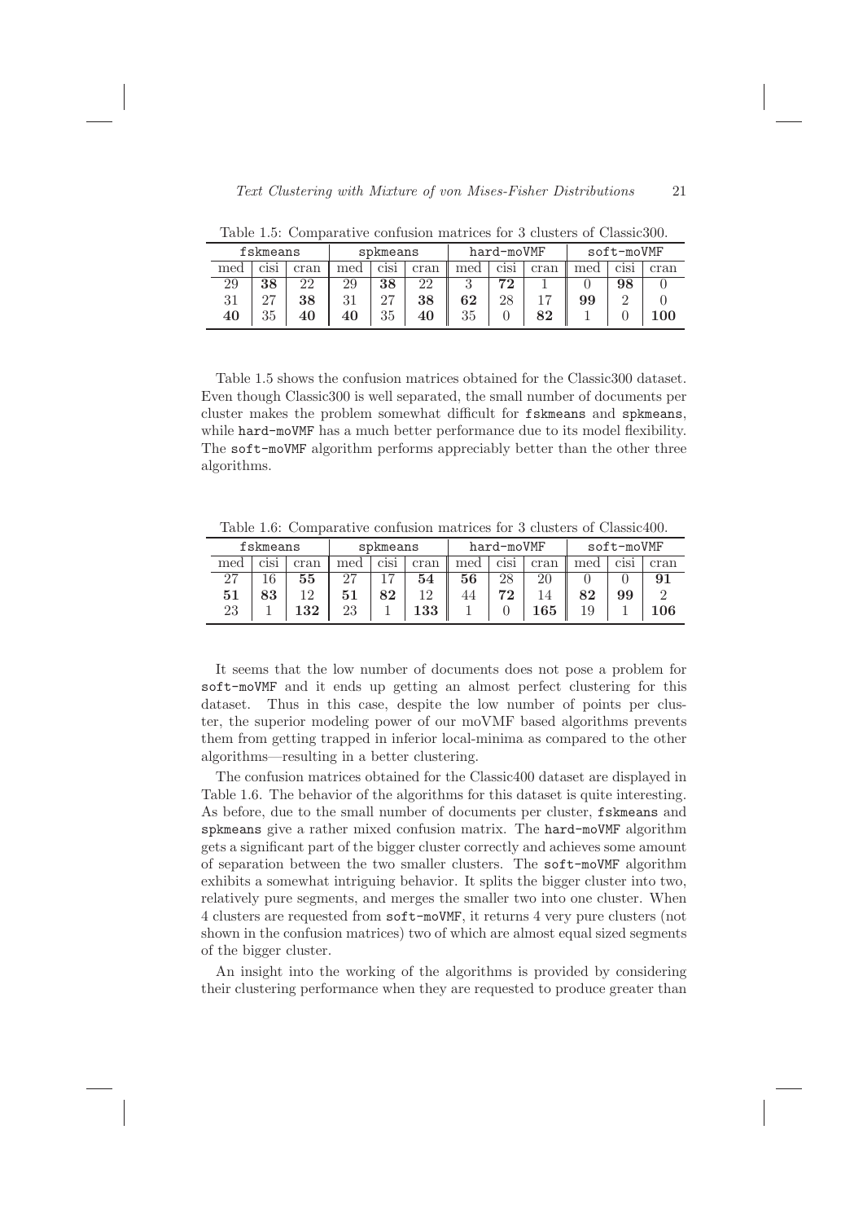Table 1.5: Comparative confusion matrices for 3 clusters of Classic300.

| `fskmeans` | | | `spkmeans` | | | `hard-moVMF` | | | `soft-moVMF` | | |
|---|---|---|---|---|---|---|---|---|---|---|---|
| med | cisi | cran | med | cisi | cran | med | cisi | cran | med | cisi | cran |
| 29 | **38** | 22 | 29 | **38** | 22 | 3 | **72** | 1 | 0 | **98** | 0 |
| 31 | 27 | **38** | 31 | 27 | **38** | **62** | 28 | 17 | **99** | 2 | 0 |
| **40** | 35 | **40** | **40** | 35 | **40** | 35 | 0 | **82** | 1 | 0 | **100** |

Table 1.5 shows the confusion matrices obtained for the Classic300 dataset. Even though Classic300 is well separated, the small number of documents per cluster makes the problem somewhat difficult for `fskmeans` and `spkmeans`, while `hard-moVMF` has a much better performance due to its model flexibility. The `soft-moVMF` algorithm performs appreciably better than the other three algorithms.

Table 1.6: Comparative confusion matrices for 3 clusters of Classic400.

| `fskmeans` | | | `spkmeans` | | | `hard-moVMF` | | | `soft-moVMF` | | |
|---|---|---|---|---|---|---|---|---|---|---|---|
| med | cisi | cran | med | cisi | cran | med | cisi | cran | med | cisi | cran |
| 27 | 16 | **55** | 27 | 17 | **54** | **56** | 28 | 20 | 0 | 0 | **91** |
| **51** | **83** | 12 | **51** | **82** | 12 | 44 | **72** | 14 | **82** | **99** | 2 |
| 23 | 1 | **132** | 23 | 1 | **133** | 1 | 0 | **165** | 19 | 1 | **106** |

It seems that the low number of documents does not pose a problem for `soft-moVMF` and it ends up getting an almost perfect clustering for this dataset. Thus in this case, despite the low number of points per cluster, the superior modeling power of our moVMF based algorithms prevents them from getting trapped in inferior local-minima as compared to the other algorithms—resulting in a better clustering.

The confusion matrices obtained for the Classic400 dataset are displayed in Table 1.6. The behavior of the algorithms for this dataset is quite interesting. As before, due to the small number of documents per cluster, `fskmeans` and `spkmeans` give a rather mixed confusion matrix. The `hard-moVMF` algorithm gets a significant part of the bigger cluster correctly and achieves some amount of separation between the two smaller clusters. The `soft-moVMF` algorithm exhibits a somewhat intriguing behavior. It splits the bigger cluster into two, relatively pure segments, and merges the smaller two into one cluster. When 4 clusters are requested from `soft-moVMF`, it returns 4 very pure clusters (not shown in the confusion matrices) two of which are almost equal sized segments of the bigger cluster.

An insight into the working of the algorithms is provided by considering their clustering performance when they are requested to produce greater than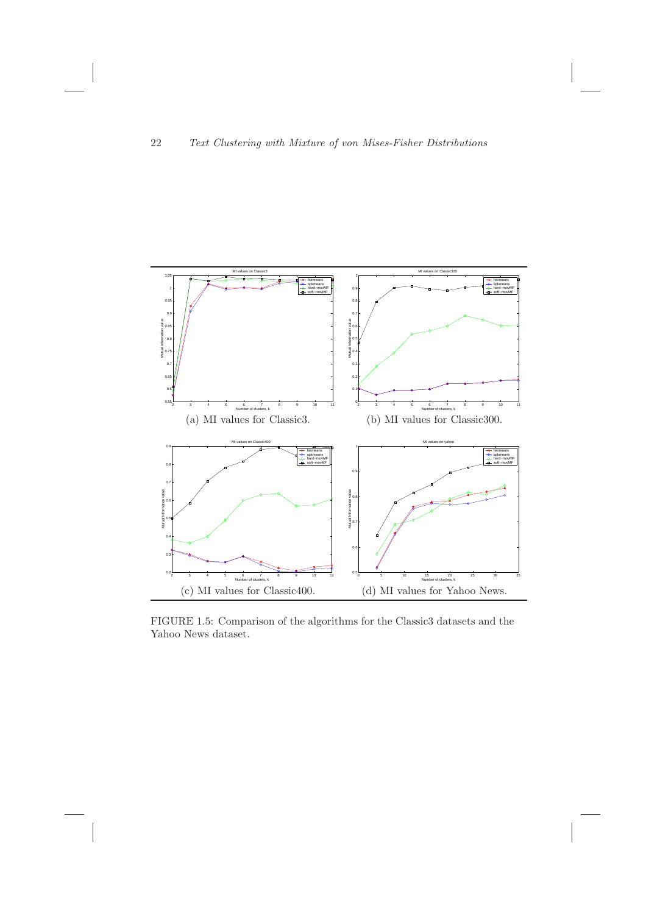(a) MI values for Classic3.

(b) MI values for Classic300.

(c) MI values for Classic400.

(d) MI values for Yahoo News.

FIGURE 1.5: Comparison of the algorithms for the Classic3 datasets and the Yahoo News dataset.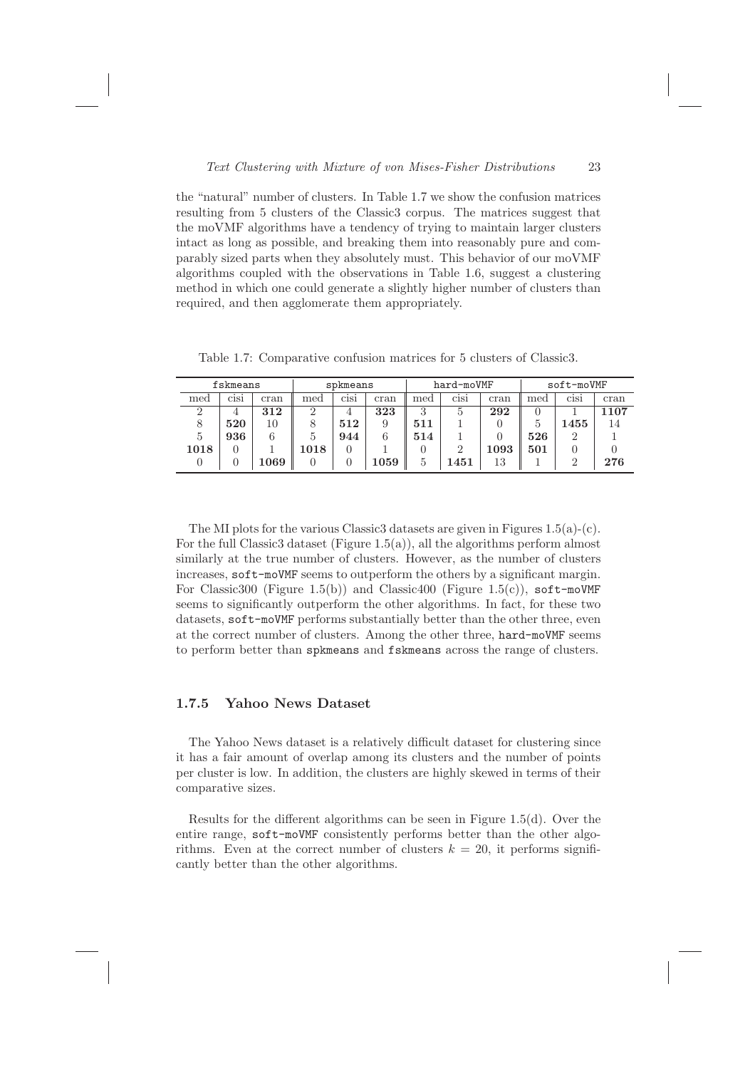the "natural" number of clusters. In Table 1.7 we show the confusion matrices resulting from 5 clusters of the Classic3 corpus. The matrices suggest that the moVMF algorithms have a tendency of trying to maintain larger clusters intact as long as possible, and breaking them into reasonably pure and comparably sized parts when they absolutely must. This behavior of our moVMF algorithms coupled with the observations in Table 1.6, suggest a clustering method in which one could generate a slightly higher number of clusters than required, and then agglomerate them appropriately.

Table 1.7: Comparative confusion matrices for 5 clusters of Classic3.

| `fskmeans` | | | `spkmeans` | | | `hard-moVMF` | | | `soft-moVMF` | | |
|---|---|---|---|---|---|---|---|---|---|---|---|
| med | cisi | cran | med | cisi | cran | med | cisi | cran | med | cisi | cran |
| 2 | 4 | **312** | 2 | 4 | **323** | 3 | 5 | **292** | 0 | 1 | **1107** |
| 8 | **520** | 10 | 8 | **512** | 9 | **511** | 1 | 0 | 5 | **1455** | 14 |
| 5 | **936** | 6 | 5 | **944** | 6 | **514** | 1 | 0 | **526** | 2 | 1 |
| **1018** | 0 | 1 | **1018** | 0 | 1 | 0 | 2 | **1093** | **501** | 0 | 0 |
| 0 | 0 | **1069** | 0 | 0 | **1059** | 5 | **1451** | 13 | 1 | 2 | **276** |

The MI plots for the various Classic3 datasets are given in Figures 1.5(a)-(c). For the full Classic3 dataset (Figure 1.5(a)), all the algorithms perform almost similarly at the true number of clusters. However, as the number of clusters increases, `soft-moVMF` seems to outperform the others by a significant margin. For Classic300 (Figure 1.5(b)) and Classic400 (Figure 1.5(c)), `soft-moVMF` seems to significantly outperform the other algorithms. In fact, for these two datasets, `soft-moVMF` performs substantially better than the other three, even at the correct number of clusters. Among the other three, `hard-moVMF` seems to perform better than `spkmeans` and `fskmeans` across the range of clusters.

### 1.7.5 Yahoo News Dataset

The Yahoo News dataset is a relatively difficult dataset for clustering since it has a fair amount of overlap among its clusters and the number of points per cluster is low. In addition, the clusters are highly skewed in terms of their comparative sizes.

Results for the different algorithms can be seen in Figure 1.5(d). Over the entire range, `soft-moVMF` consistently performs better than the other algorithms. Even at the correct number of clusters $k = 20$, it performs significantly better than the other algorithms.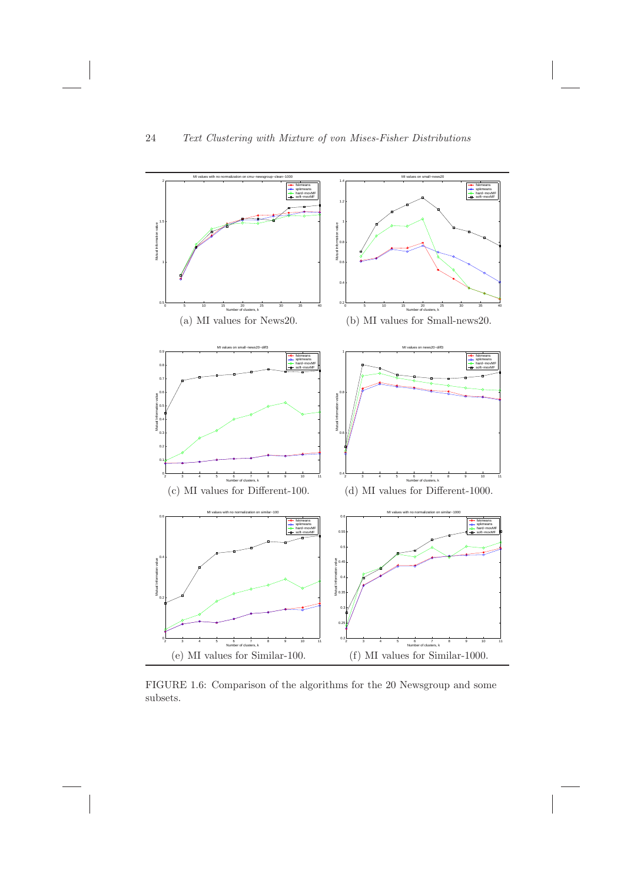(a) MI values for News20.

(b) MI values for Small-news20.

(c) MI values for Different-100.

(d) MI values for Different-1000.

(e) MI values for Similar-100.

(f) MI values for Similar-1000.

FIGURE 1.6: Comparison of the algorithms for the 20 Newsgroup and some subsets.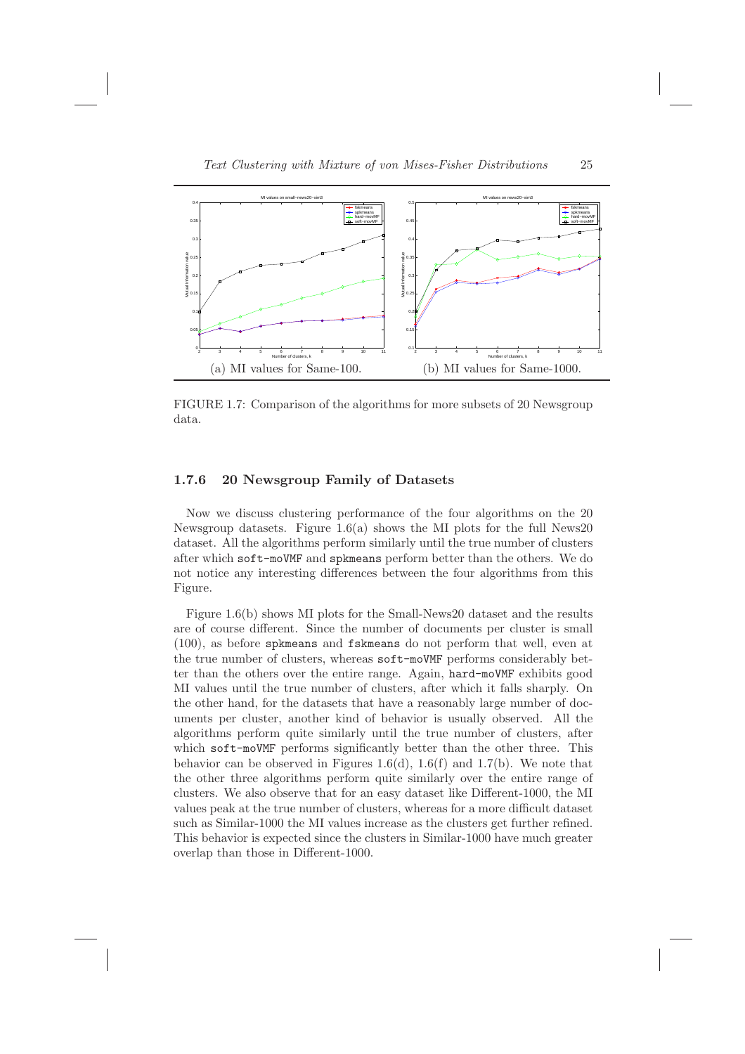(a) MI values for Same-100. (b) MI values for Same-1000.

FIGURE 1.7: Comparison of the algorithms for more subsets of 20 Newsgroup data.

### 1.7.6 20 Newsgroup Family of Datasets

Now we discuss clustering performance of the four algorithms on the 20 Newsgroup datasets. Figure 1.6(a) shows the MI plots for the full News20 dataset. All the algorithms perform similarly until the true number of clusters after which `soft-moVMF` and `spkmeans` perform better than the others. We do not notice any interesting differences between the four algorithms from this Figure.

Figure 1.6(b) shows MI plots for the Small-News20 dataset and the results are of course different. Since the number of documents per cluster is small (100), as before `spkmeans` and `fskmeans` do not perform that well, even at the true number of clusters, whereas `soft-moVMF` performs considerably better than the others over the entire range. Again, `hard-moVMF` exhibits good MI values until the true number of clusters, after which it falls sharply. On the other hand, for the datasets that have a reasonably large number of documents per cluster, another kind of behavior is usually observed. All the algorithms perform quite similarly until the true number of clusters, after which `soft-moVMF` performs significantly better than the other three. This behavior can be observed in Figures 1.6(d), 1.6(f) and 1.7(b). We note that the other three algorithms perform quite similarly over the entire range of clusters. We also observe that for an easy dataset like Different-1000, the MI values peak at the true number of clusters, whereas for a more difficult dataset such as Similar-1000 the MI values increase as the clusters get further refined. This behavior is expected since the clusters in Similar-1000 have much greater overlap than those in Different-1000.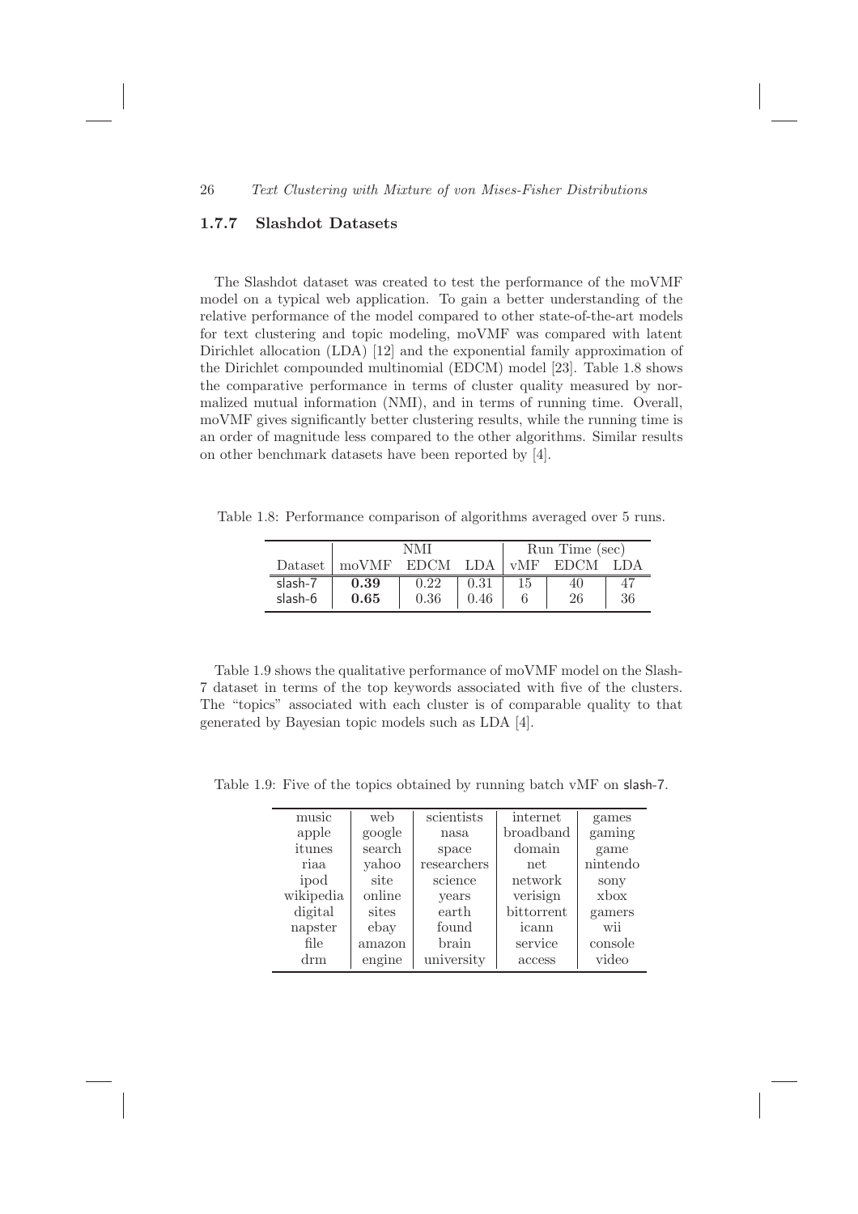### 1.7.7 Slashdot Datasets

The Slashdot dataset was created to test the performance of the moVMF model on a typical web application. To gain a better understanding of the relative performance of the model compared to other state-of-the-art models for text clustering and topic modeling, moVMF was compared with latent Dirichlet allocation (LDA) [12] and the exponential family approximation of the Dirichlet compounded multinomial (EDCM) model [23]. Table 1.8 shows the comparative performance in terms of cluster quality measured by normalized mutual information (NMI), and in terms of running time. Overall, moVMF gives significantly better clustering results, while the running time is an order of magnitude less compared to the other algorithms. Similar results on other benchmark datasets have been reported by [4].

Table 1.8: Performance comparison of algorithms averaged over 5 runs.

| | NMI | | | Run Time (sec) | | |
|---|---|---|---|---|---|---|
| Dataset | moVMF | EDCM | LDA | vMF | EDCM | LDA |
| slash-7 | **0.39** | 0.22 | 0.31 | 15 | 40 | 47 |
| slash-6 | **0.65** | 0.36 | 0.46 | 6 | 26 | 36 |

Table 1.9 shows the qualitative performance of moVMF model on the Slash-7 dataset in terms of the top keywords associated with five of the clusters. The "topics" associated with each cluster is of comparable quality to that generated by Bayesian topic models such as LDA [4].

Table 1.9: Five of the topics obtained by running batch vMF on slash-7.

| music | web | scientists | internet | games |
|---|---|---|---|---|
| apple | google | nasa | broadband | gaming |
| itunes | search | space | domain | game |
| riaa | yahoo | researchers | net | nintendo |
| ipod | site | science | network | sony |
| wikipedia | online | years | verisign | xbox |
| digital | sites | earth | bittorrent | gamers |
| napster | ebay | found | icann | wii |
| file | amazon | brain | service | console |
| drm | engine | university | access | video |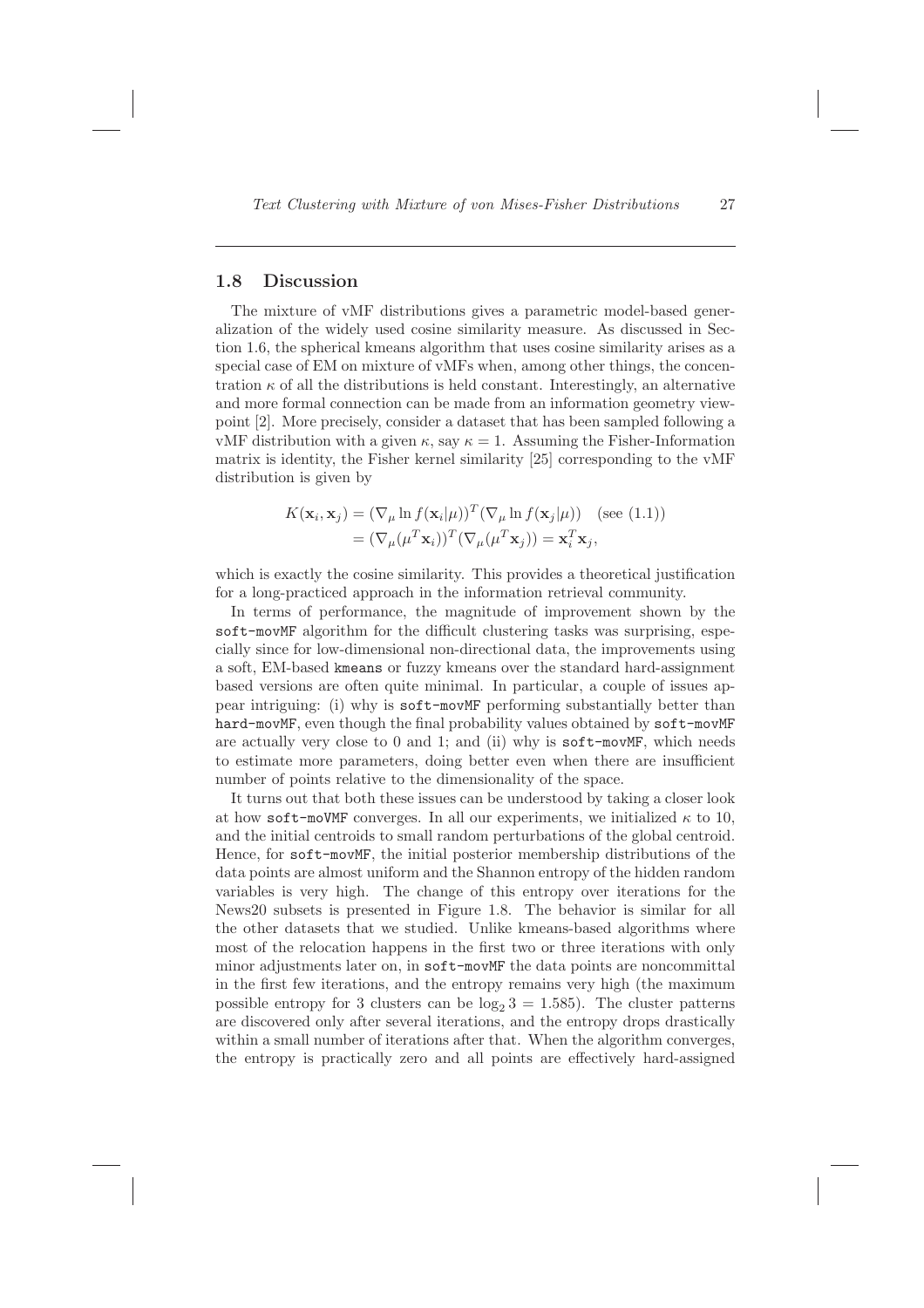## 1.8 Discussion

The mixture of vMF distributions gives a parametric model-based generalization of the widely used cosine similarity measure. As discussed in Section 1.6, the spherical kmeans algorithm that uses cosine similarity arises as a special case of EM on mixture of vMFs when, among other things, the concentration $\kappa$ of all the distributions is held constant. Interestingly, an alternative and more formal connection can be made from an information geometry viewpoint [2]. More precisely, consider a dataset that has been sampled following a vMF distribution with a given $\kappa$, say $\kappa = 1$. Assuming the Fisher-Information matrix is identity, the Fisher kernel similarity [25] corresponding to the vMF distribution is given by

$$
\begin{aligned}
K(\mathbf{x}_i, \mathbf{x}_j) &= (\nabla_\mu \ln f(\mathbf{x}_i|\mu))^T (\nabla_\mu \ln f(\mathbf{x}_j|\mu)) \quad \text{(see (1.1))} \\
&= (\nabla_\mu (\mu^T \mathbf{x}_i))^T (\nabla_\mu (\mu^T \mathbf{x}_j)) = \mathbf{x}_i^T \mathbf{x}_j,
\end{aligned}
$$

which is exactly the cosine similarity. This provides a theoretical justification for a long-practiced approach in the information retrieval community.

In terms of performance, the magnitude of improvement shown by the `soft-movMF` algorithm for the difficult clustering tasks was surprising, especially since for low-dimensional non-directional data, the improvements using a soft, EM-based `kmeans` or fuzzy kmeans over the standard hard-assignment based versions are often quite minimal. In particular, a couple of issues appear intriguing: (i) why is `soft-movMF` performing substantially better than `hard-movMF`, even though the final probability values obtained by `soft-movMF` are actually very close to 0 and 1; and (ii) why is `soft-movMF`, which needs to estimate more parameters, doing better even when there are insufficient number of points relative to the dimensionality of the space.

It turns out that both these issues can be understood by taking a closer look at how `soft-moVMF` converges. In all our experiments, we initialized $\kappa$ to 10, and the initial centroids to small random perturbations of the global centroid. Hence, for `soft-movMF`, the initial posterior membership distributions of the data points are almost uniform and the Shannon entropy of the hidden random variables is very high. The change of this entropy over iterations for the News20 subsets is presented in Figure 1.8. The behavior is similar for all the other datasets that we studied. Unlike kmeans-based algorithms where most of the relocation happens in the first two or three iterations with only minor adjustments later on, in `soft-movMF` the data points are noncommittal in the first few iterations, and the entropy remains very high (the maximum possible entropy for 3 clusters can be $\log_2 3 = 1.585$). The cluster patterns are discovered only after several iterations, and the entropy drops drastically within a small number of iterations after that. When the algorithm converges, the entropy is practically zero and all points are effectively hard-assigned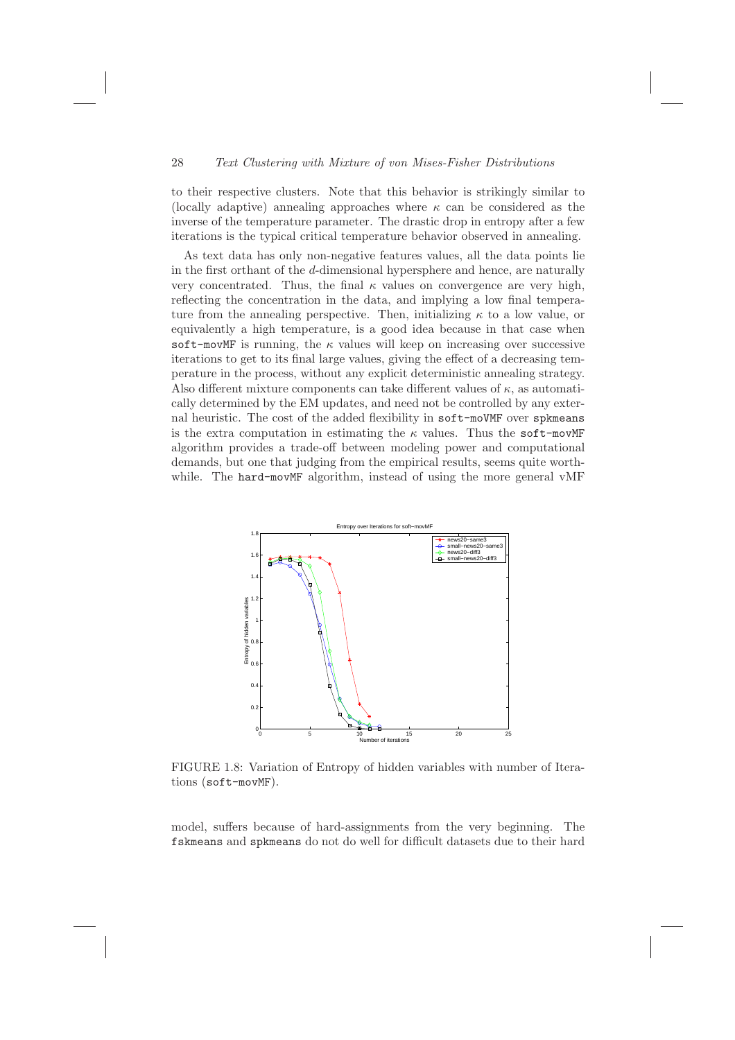to their respective clusters. Note that this behavior is strikingly similar to (locally adaptive) annealing approaches where $\kappa$ can be considered as the inverse of the temperature parameter. The drastic drop in entropy after a few iterations is the typical critical temperature behavior observed in annealing.

As text data has only non-negative features values, all the data points lie in the first orthant of the $d$-dimensional hypersphere and hence, are naturally very concentrated. Thus, the final $\kappa$ values on convergence are very high, reflecting the concentration in the data, and implying a low final temperature from the annealing perspective. Then, initializing $\kappa$ to a low value, or equivalently a high temperature, is a good idea because in that case when `soft-movMF` is running, the $\kappa$ values will keep on increasing over successive iterations to get to its final large values, giving the effect of a decreasing temperature in the process, without any explicit deterministic annealing strategy. Also different mixture components can take different values of $\kappa$, as automatically determined by the EM updates, and need not be controlled by any external heuristic. The cost of the added flexibility in `soft-moVMF` over `spkmeans` is the extra computation in estimating the $\kappa$ values. Thus the `soft-movMF` algorithm provides a trade-off between modeling power and computational demands, but one that judging from the empirical results, seems quite worthwhile. The `hard-movMF` algorithm, instead of using the more general vMF

FIGURE 1.8: Variation of Entropy of hidden variables with number of Iterations (`soft-movMF`).

model, suffers because of hard-assignments from the very beginning. The `fskmeans` and `spkmeans` do not do well for difficult datasets due to their hard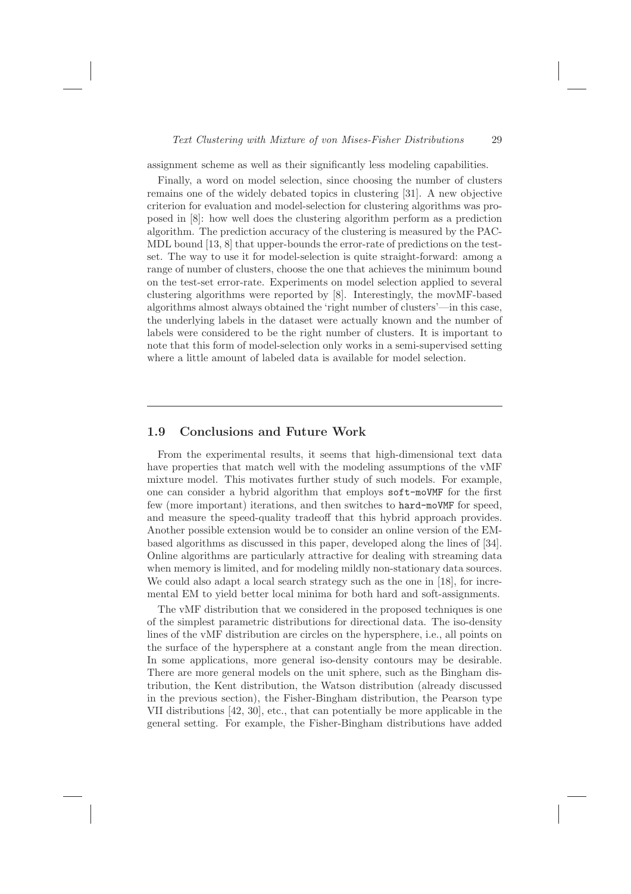assignment scheme as well as their significantly less modeling capabilities.

Finally, a word on model selection, since choosing the number of clusters remains one of the widely debated topics in clustering [31]. A new objective criterion for evaluation and model-selection for clustering algorithms was proposed in [8]: how well does the clustering algorithm perform as a prediction algorithm. The prediction accuracy of the clustering is measured by the PAC-MDL bound [13, 8] that upper-bounds the error-rate of predictions on the test-set. The way to use it for model-selection is quite straight-forward: among a range of number of clusters, choose the one that achieves the minimum bound on the test-set error-rate. Experiments on model selection applied to several clustering algorithms were reported by [8]. Interestingly, the movMF-based algorithms almost always obtained the 'right number of clusters'—in this case, the underlying labels in the dataset were actually known and the number of labels were considered to be the right number of clusters. It is important to note that this form of model-selection only works in a semi-supervised setting where a little amount of labeled data is available for model selection.

## 1.9 Conclusions and Future Work

From the experimental results, it seems that high-dimensional text data have properties that match well with the modeling assumptions of the vMF mixture model. This motivates further study of such models. For example, one can consider a hybrid algorithm that employs `soft-moVMF` for the first few (more important) iterations, and then switches to `hard-moVMF` for speed, and measure the speed-quality tradeoff that this hybrid approach provides. Another possible extension would be to consider an online version of the EM-based algorithms as discussed in this paper, developed along the lines of [34]. Online algorithms are particularly attractive for dealing with streaming data when memory is limited, and for modeling mildly non-stationary data sources. We could also adapt a local search strategy such as the one in [18], for incremental EM to yield better local minima for both hard and soft-assignments.

The vMF distribution that we considered in the proposed techniques is one of the simplest parametric distributions for directional data. The iso-density lines of the vMF distribution are circles on the hypersphere, i.e., all points on the surface of the hypersphere at a constant angle from the mean direction. In some applications, more general iso-density contours may be desirable. There are more general models on the unit sphere, such as the Bingham distribution, the Kent distribution, the Watson distribution (already discussed in the previous section), the Fisher-Bingham distribution, the Pearson type VII distributions [42, 30], etc., that can potentially be more applicable in the general setting. For example, the Fisher-Bingham distributions have added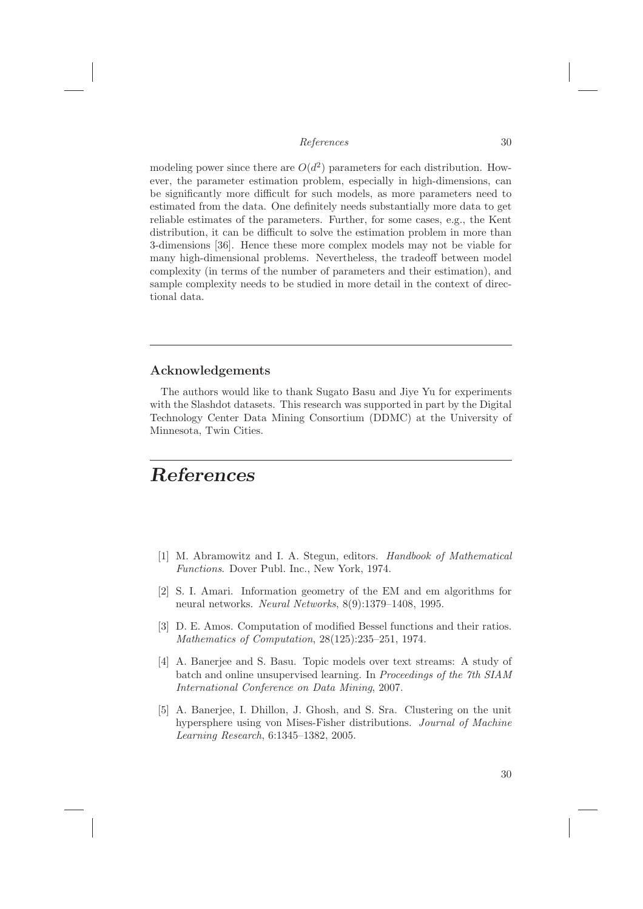modeling power since there are $O(d^2)$ parameters for each distribution. However, the parameter estimation problem, especially in high-dimensions, can be significantly more difficult for such models, as more parameters need to estimated from the data. One definitely needs substantially more data to get reliable estimates of the parameters. Further, for some cases, e.g., the Kent distribution, it can be difficult to solve the estimation problem in more than 3-dimensions [36]. Hence these more complex models may not be viable for many high-dimensional problems. Nevertheless, the tradeoff between model complexity (in terms of the number of parameters and their estimation), and sample complexity needs to be studied in more detail in the context of directional data.

## Acknowledgements

The authors would like to thank Sugato Basu and Jiye Yu for experiments with the Slashdot datasets. This research was supported in part by the Digital Technology Center Data Mining Consortium (DDMC) at the University of Minnesota, Twin Cities.

# *References*

[1] M. Abramowitz and I. A. Stegun, editors. *Handbook of Mathematical Functions*. Dover Publ. Inc., New York, 1974.

[2] S. I. Amari. Information geometry of the EM and em algorithms for neural networks. *Neural Networks*, 8(9):1379–1408, 1995.

[3] D. E. Amos. Computation of modified Bessel functions and their ratios. *Mathematics of Computation*, 28(125):235–251, 1974.

[4] A. Banerjee and S. Basu. Topic models over text streams: A study of batch and online unsupervised learning. In *Proceedings of the 7th SIAM International Conference on Data Mining*, 2007.

[5] A. Banerjee, I. Dhillon, J. Ghosh, and S. Sra. Clustering on the unit hypersphere using von Mises-Fisher distributions. *Journal of Machine Learning Research*, 6:1345–1382, 2005.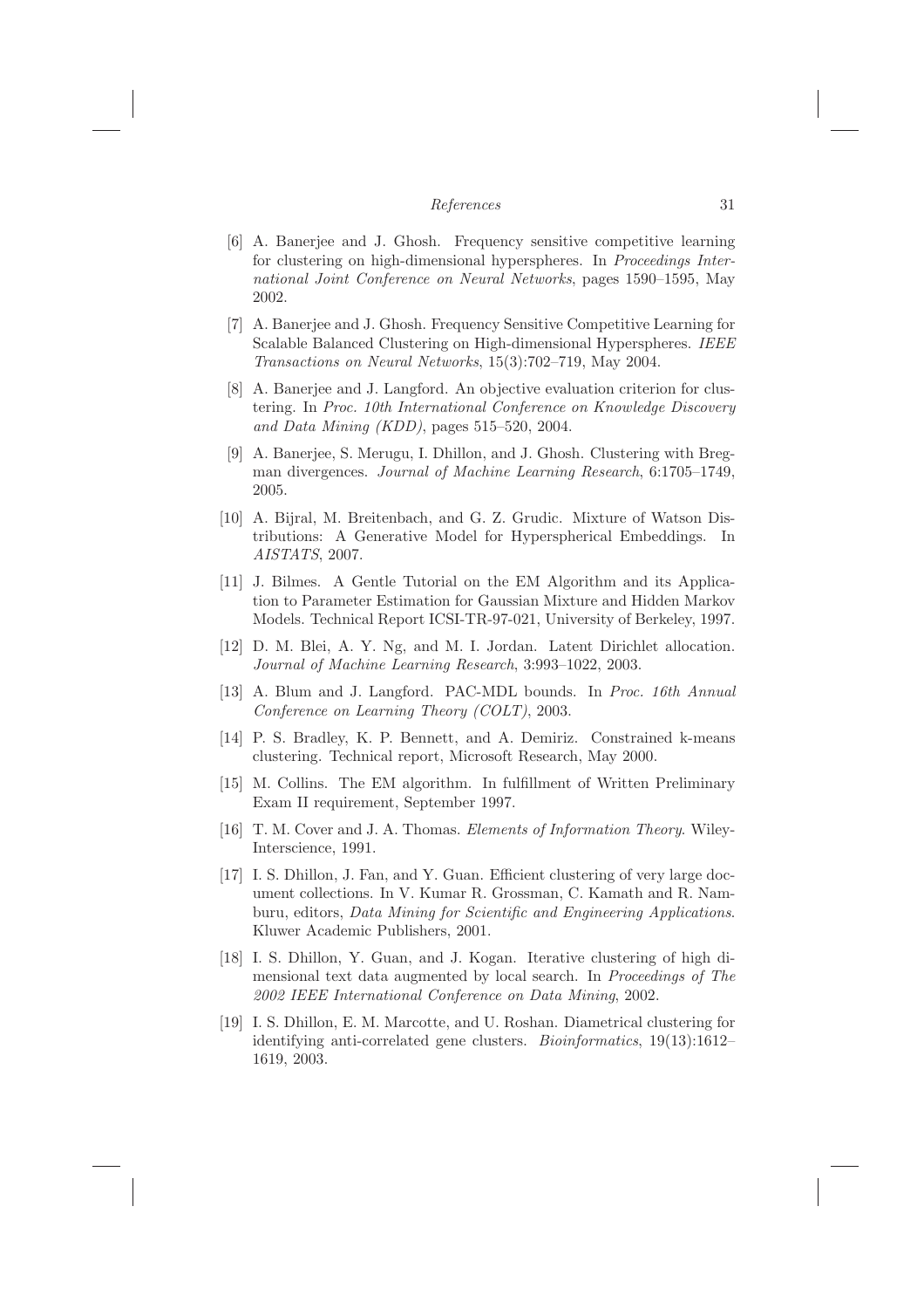[6] A. Banerjee and J. Ghosh. Frequency sensitive competitive learning for clustering on high-dimensional hyperspheres. In *Proceedings International Joint Conference on Neural Networks*, pages 1590–1595, May 2002.

[7] A. Banerjee and J. Ghosh. Frequency Sensitive Competitive Learning for Scalable Balanced Clustering on High-dimensional Hyperspheres. *IEEE Transactions on Neural Networks*, 15(3):702–719, May 2004.

[8] A. Banerjee and J. Langford. An objective evaluation criterion for clustering. In *Proc. 10th International Conference on Knowledge Discovery and Data Mining (KDD)*, pages 515–520, 2004.

[9] A. Banerjee, S. Merugu, I. Dhillon, and J. Ghosh. Clustering with Bregman divergences. *Journal of Machine Learning Research*, 6:1705–1749, 2005.

[10] A. Bijral, M. Breitenbach, and G. Z. Grudic. Mixture of Watson Distributions: A Generative Model for Hyperspherical Embeddings. In *AISTATS*, 2007.

[11] J. Bilmes. A Gentle Tutorial on the EM Algorithm and its Application to Parameter Estimation for Gaussian Mixture and Hidden Markov Models. Technical Report ICSI-TR-97-021, University of Berkeley, 1997.

[12] D. M. Blei, A. Y. Ng, and M. I. Jordan. Latent Dirichlet allocation. *Journal of Machine Learning Research*, 3:993–1022, 2003.

[13] A. Blum and J. Langford. PAC-MDL bounds. In *Proc. 16th Annual Conference on Learning Theory (COLT)*, 2003.

[14] P. S. Bradley, K. P. Bennett, and A. Demiriz. Constrained k-means clustering. Technical report, Microsoft Research, May 2000.

[15] M. Collins. The EM algorithm. In fulfillment of Written Preliminary Exam II requirement, September 1997.

[16] T. M. Cover and J. A. Thomas. *Elements of Information Theory*. Wiley-Interscience, 1991.

[17] I. S. Dhillon, J. Fan, and Y. Guan. Efficient clustering of very large document collections. In V. Kumar R. Grossman, C. Kamath and R. Namburu, editors, *Data Mining for Scientific and Engineering Applications*. Kluwer Academic Publishers, 2001.

[18] I. S. Dhillon, Y. Guan, and J. Kogan. Iterative clustering of high dimensional text data augmented by local search. In *Proceedings of The 2002 IEEE International Conference on Data Mining*, 2002.

[19] I. S. Dhillon, E. M. Marcotte, and U. Roshan. Diametrical clustering for identifying anti-correlated gene clusters. *Bioinformatics*, 19(13):1612–1619, 2003.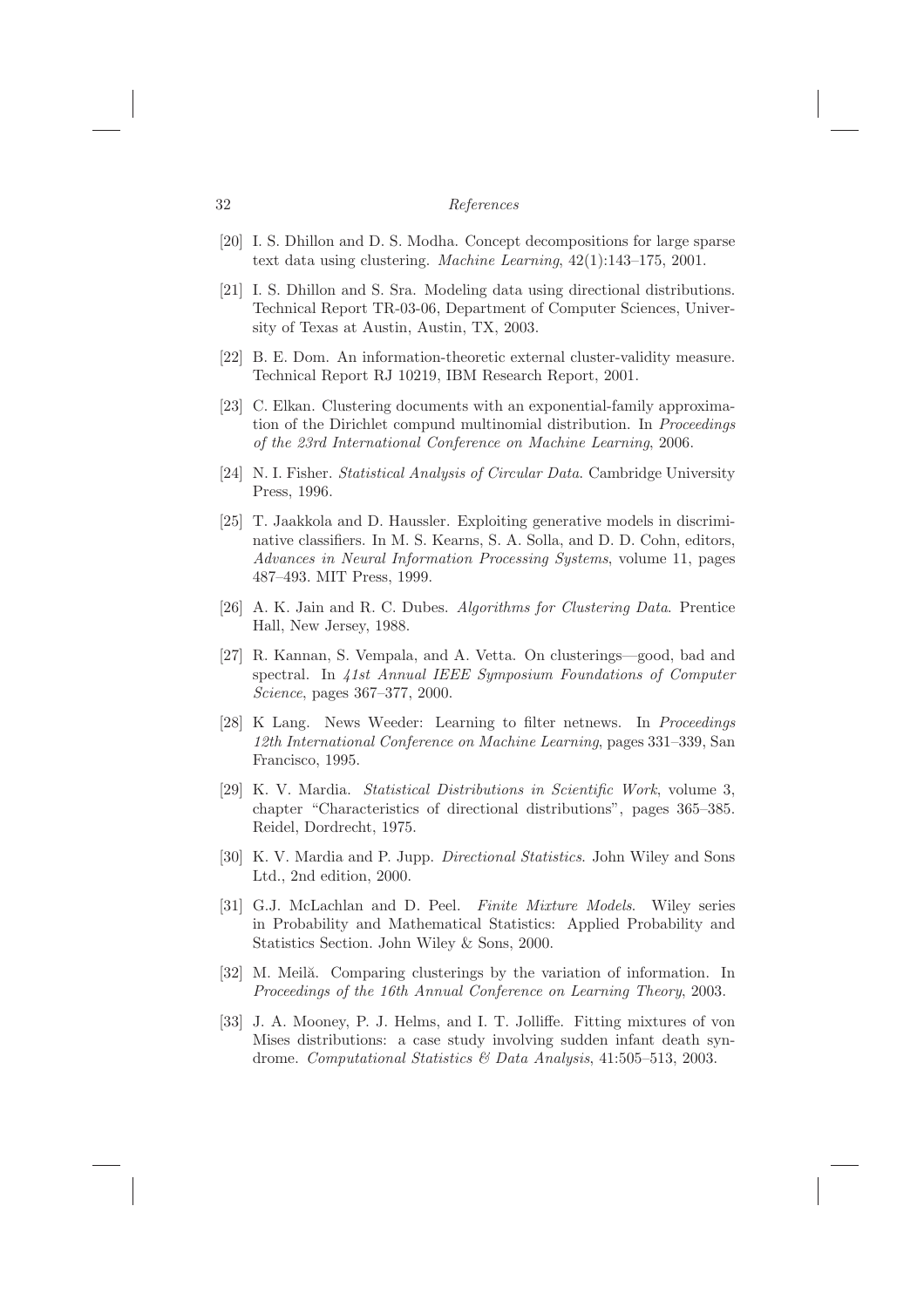[20] I. S. Dhillon and D. S. Modha. Concept decompositions for large sparse text data using clustering. *Machine Learning*, 42(1):143–175, 2001.

[21] I. S. Dhillon and S. Sra. Modeling data using directional distributions. Technical Report TR-03-06, Department of Computer Sciences, University of Texas at Austin, Austin, TX, 2003.

[22] B. E. Dom. An information-theoretic external cluster-validity measure. Technical Report RJ 10219, IBM Research Report, 2001.

[23] C. Elkan. Clustering documents with an exponential-family approximation of the Dirichlet compund multinomial distribution. In *Proceedings of the 23rd International Conference on Machine Learning*, 2006.

[24] N. I. Fisher. *Statistical Analysis of Circular Data*. Cambridge University Press, 1996.

[25] T. Jaakkola and D. Haussler. Exploiting generative models in discriminative classifiers. In M. S. Kearns, S. A. Solla, and D. D. Cohn, editors, *Advances in Neural Information Processing Systems*, volume 11, pages 487–493. MIT Press, 1999.

[26] A. K. Jain and R. C. Dubes. *Algorithms for Clustering Data*. Prentice Hall, New Jersey, 1988.

[27] R. Kannan, S. Vempala, and A. Vetta. On clusterings—good, bad and spectral. In *41st Annual IEEE Symposium Foundations of Computer Science*, pages 367–377, 2000.

[28] K Lang. News Weeder: Learning to filter netnews. In *Proceedings 12th International Conference on Machine Learning*, pages 331–339, San Francisco, 1995.

[29] K. V. Mardia. *Statistical Distributions in Scientific Work*, volume 3, chapter "Characteristics of directional distributions", pages 365–385. Reidel, Dordrecht, 1975.

[30] K. V. Mardia and P. Jupp. *Directional Statistics*. John Wiley and Sons Ltd., 2nd edition, 2000.

[31] G.J. McLachlan and D. Peel. *Finite Mixture Models*. Wiley series in Probability and Mathematical Statistics: Applied Probability and Statistics Section. John Wiley & Sons, 2000.

[32] M. Meilă. Comparing clusterings by the variation of information. In *Proceedings of the 16th Annual Conference on Learning Theory*, 2003.

[33] J. A. Mooney, P. J. Helms, and I. T. Jolliffe. Fitting mixtures of von Mises distributions: a case study involving sudden infant death syndrome. *Computational Statistics & Data Analysis*, 41:505–513, 2003.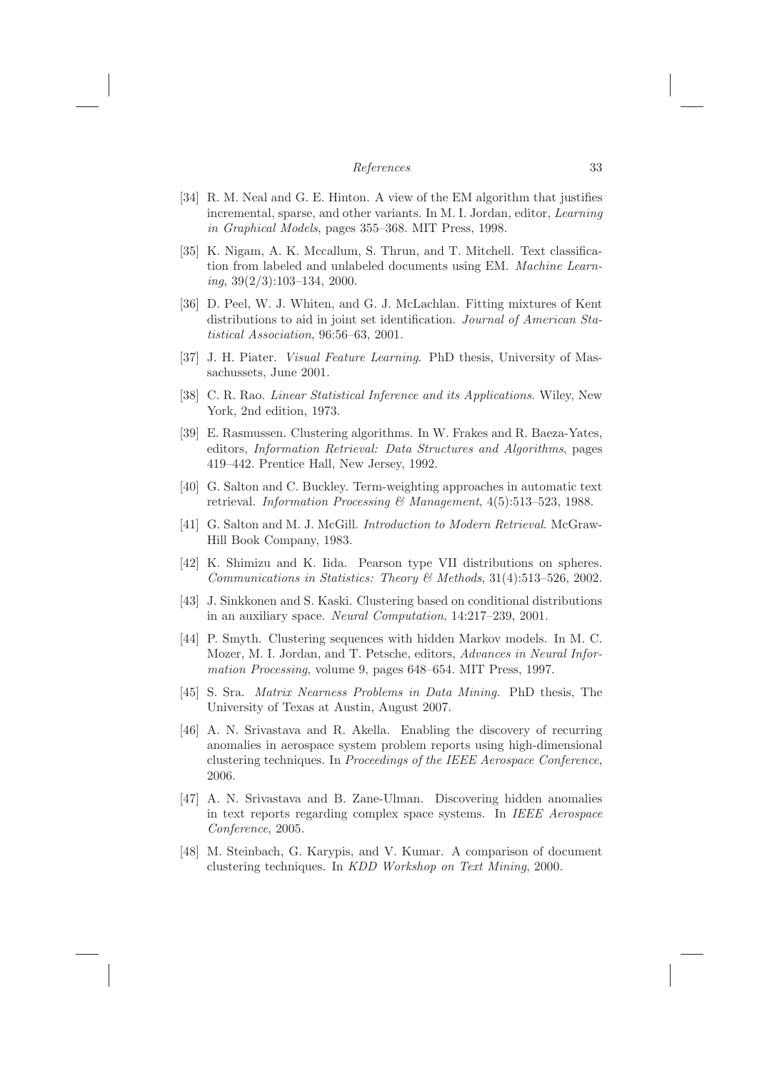[34] R. M. Neal and G. E. Hinton. A view of the EM algorithm that justifies incremental, sparse, and other variants. In M. I. Jordan, editor, *Learning in Graphical Models*, pages 355–368. MIT Press, 1998.

[35] K. Nigam, A. K. Mccallum, S. Thrun, and T. Mitchell. Text classification from labeled and unlabeled documents using EM. *Machine Learning*, 39(2/3):103–134, 2000.

[36] D. Peel, W. J. Whiten, and G. J. McLachlan. Fitting mixtures of Kent distributions to aid in joint set identification. *Journal of American Statistical Association*, 96:56–63, 2001.

[37] J. H. Piater. *Visual Feature Learning*. PhD thesis, University of Massachussets, June 2001.

[38] C. R. Rao. *Linear Statistical Inference and its Applications*. Wiley, New York, 2nd edition, 1973.

[39] E. Rasmussen. Clustering algorithms. In W. Frakes and R. Baeza-Yates, editors, *Information Retrieval: Data Structures and Algorithms*, pages 419–442. Prentice Hall, New Jersey, 1992.

[40] G. Salton and C. Buckley. Term-weighting approaches in automatic text retrieval. *Information Processing & Management*, 4(5):513–523, 1988.

[41] G. Salton and M. J. McGill. *Introduction to Modern Retrieval*. McGraw-Hill Book Company, 1983.

[42] K. Shimizu and K. Iida. Pearson type VII distributions on spheres. *Communications in Statistics: Theory & Methods*, 31(4):513–526, 2002.

[43] J. Sinkkonen and S. Kaski. Clustering based on conditional distributions in an auxiliary space. *Neural Computation*, 14:217–239, 2001.

[44] P. Smyth. Clustering sequences with hidden Markov models. In M. C. Mozer, M. I. Jordan, and T. Petsche, editors, *Advances in Neural Information Processing*, volume 9, pages 648–654. MIT Press, 1997.

[45] S. Sra. *Matrix Nearness Problems in Data Mining*. PhD thesis, The University of Texas at Austin, August 2007.

[46] A. N. Srivastava and R. Akella. Enabling the discovery of recurring anomalies in aerospace system problem reports using high-dimensional clustering techniques. In *Proceedings of the IEEE Aerospace Conference*, 2006.

[47] A. N. Srivastava and B. Zane-Ulman. Discovering hidden anomalies in text reports regarding complex space systems. In *IEEE Aerospace Conference*, 2005.

[48] M. Steinbach, G. Karypis, and V. Kumar. A comparison of document clustering techniques. In *KDD Workshop on Text Mining*, 2000.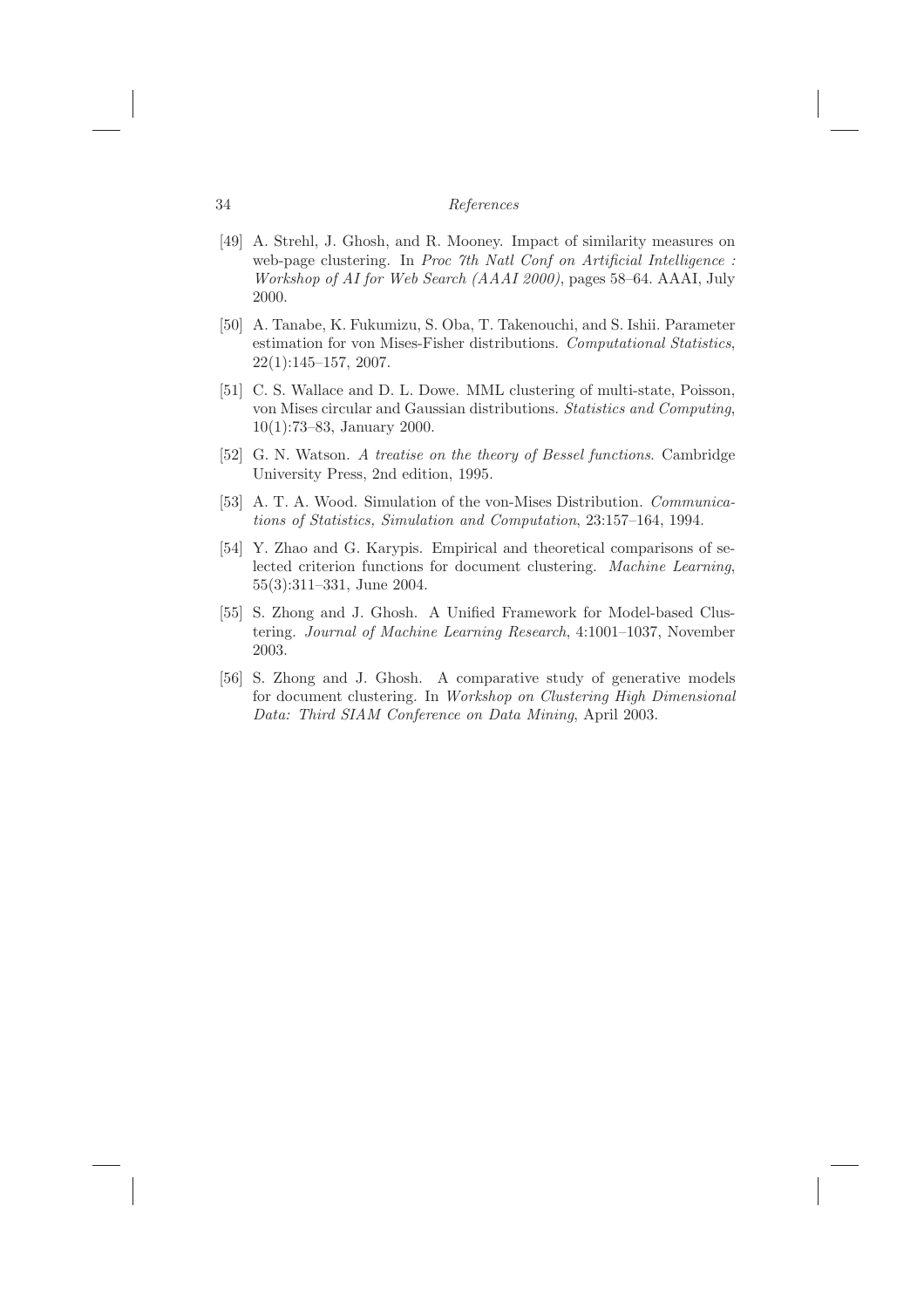[49] A. Strehl, J. Ghosh, and R. Mooney. Impact of similarity measures on web-page clustering. In *Proc 7th Natl Conf on Artificial Intelligence : Workshop of AI for Web Search (AAAI 2000)*, pages 58–64. AAAI, July 2000.

[50] A. Tanabe, K. Fukumizu, S. Oba, T. Takenouchi, and S. Ishii. Parameter estimation for von Mises-Fisher distributions. *Computational Statistics*, 22(1):145–157, 2007.

[51] C. S. Wallace and D. L. Dowe. MML clustering of multi-state, Poisson, von Mises circular and Gaussian distributions. *Statistics and Computing*, 10(1):73–83, January 2000.

[52] G. N. Watson. *A treatise on the theory of Bessel functions*. Cambridge University Press, 2nd edition, 1995.

[53] A. T. A. Wood. Simulation of the von-Mises Distribution. *Communications of Statistics, Simulation and Computation*, 23:157–164, 1994.

[54] Y. Zhao and G. Karypis. Empirical and theoretical comparisons of selected criterion functions for document clustering. *Machine Learning*, 55(3):311–331, June 2004.

[55] S. Zhong and J. Ghosh. A Unified Framework for Model-based Clustering. *Journal of Machine Learning Research*, 4:1001–1037, November 2003.

[56] S. Zhong and J. Ghosh. A comparative study of generative models for document clustering. In *Workshop on Clustering High Dimensional Data: Third SIAM Conference on Data Mining*, April 2003.